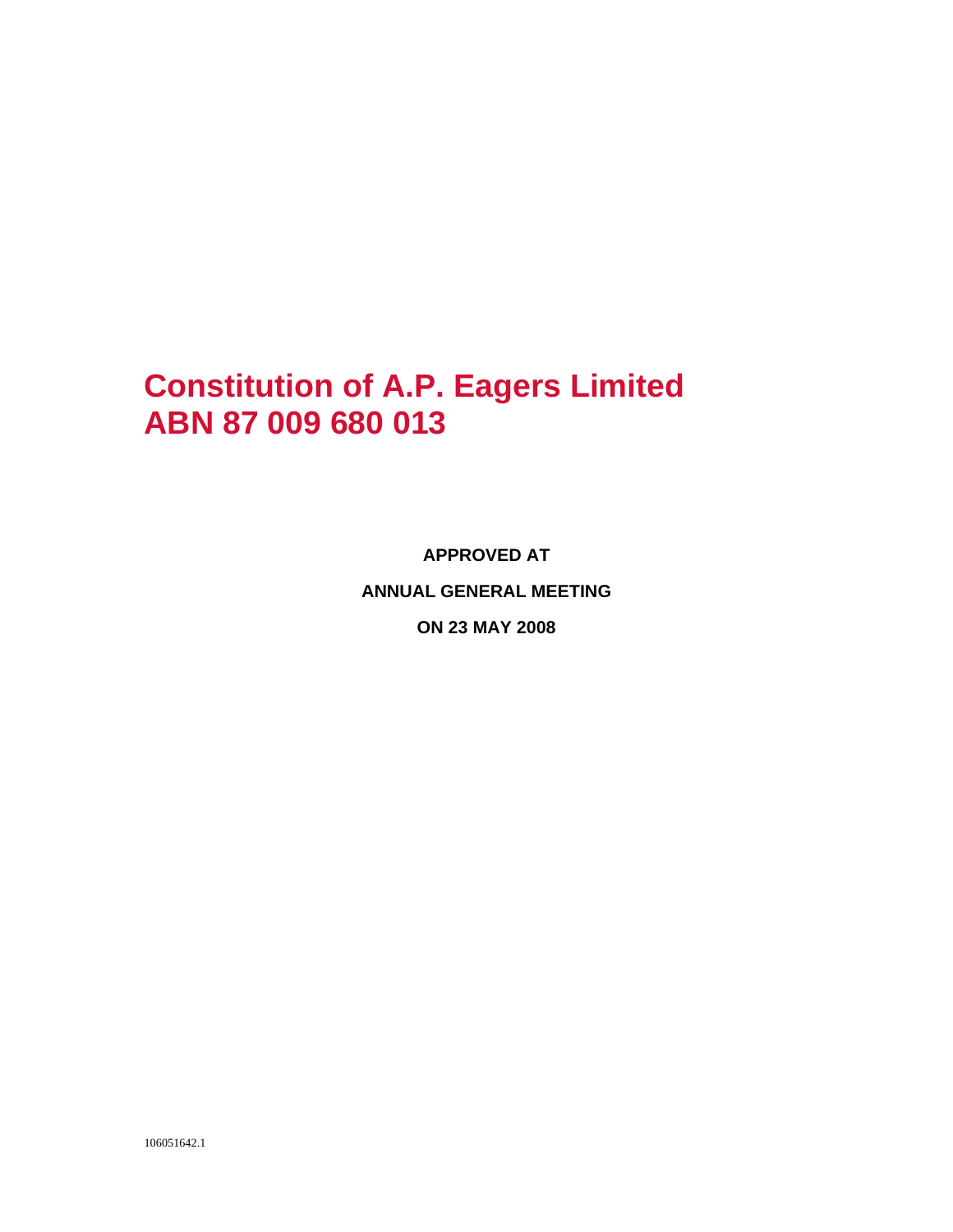# Constitution of A.P. Eagers Limited
# ABN 87 009 680 013

**APPROVED AT**

**ANNUAL GENERAL MEETING**

**ON 23 MAY 2008**

106051642.1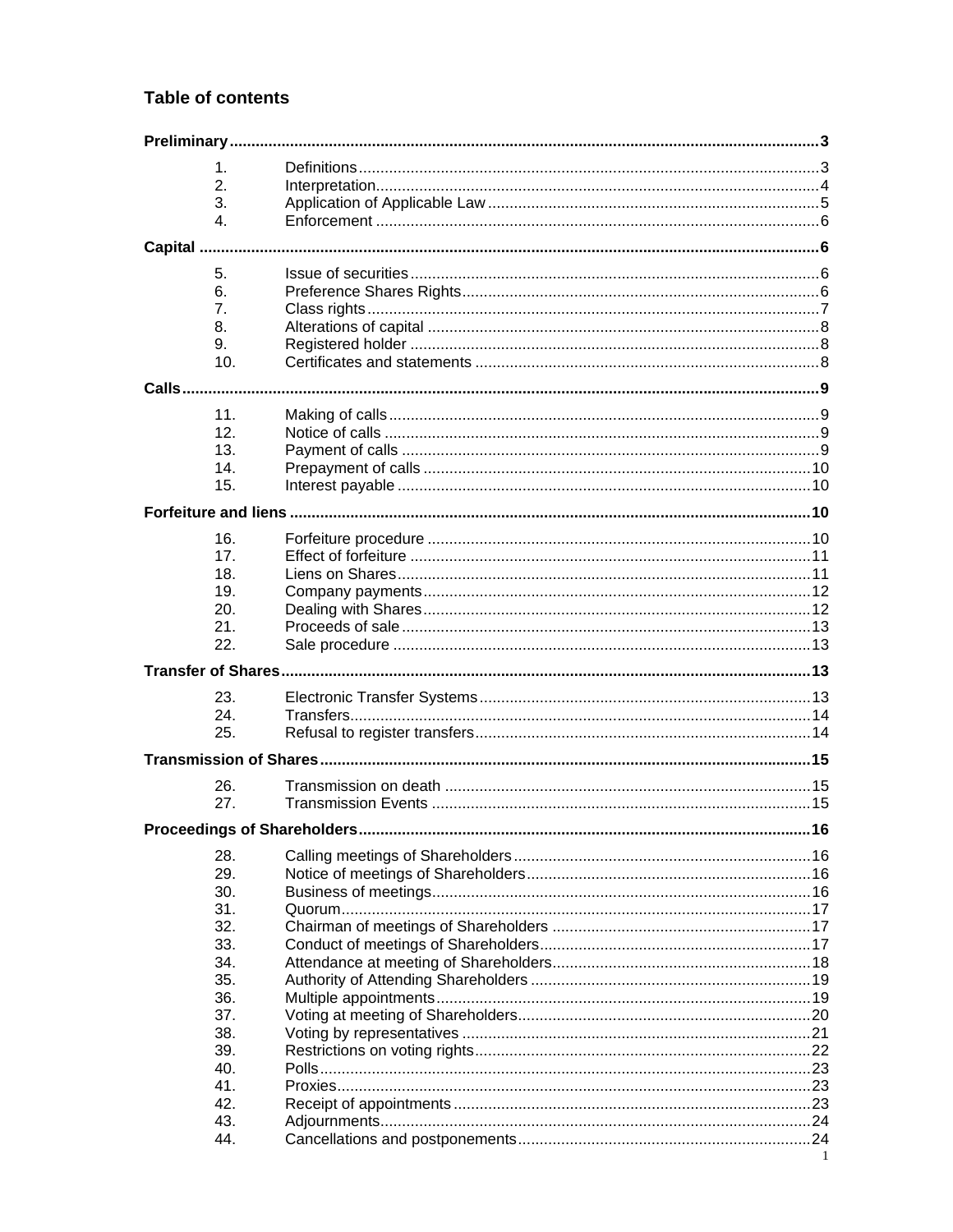## Table of contents

**Preliminary** ..... 3

1. Definitions ..... 3
2. Interpretation ..... 4
3. Application of Applicable Law ..... 5
4. Enforcement ..... 6

**Capital** ..... 6

5. Issue of securities ..... 6
6. Preference Shares Rights ..... 6
7. Class rights ..... 7
8. Alterations of capital ..... 8
9. Registered holder ..... 8
10. Certificates and statements ..... 8

**Calls** ..... 9

11. Making of calls ..... 9
12. Notice of calls ..... 9
13. Payment of calls ..... 9
14. Prepayment of calls ..... 10
15. Interest payable ..... 10

**Forfeiture and liens** ..... 10

16. Forfeiture procedure ..... 10
17. Effect of forfeiture ..... 11
18. Liens on Shares ..... 11
19. Company payments ..... 12
20. Dealing with Shares ..... 12
21. Proceeds of sale ..... 13
22. Sale procedure ..... 13

**Transfer of Shares** ..... 13

23. Electronic Transfer Systems ..... 13
24. Transfers ..... 14
25. Refusal to register transfers ..... 14

**Transmission of Shares** ..... 15

26. Transmission on death ..... 15
27. Transmission Events ..... 15

**Proceedings of Shareholders** ..... 16

28. Calling meetings of Shareholders ..... 16
29. Notice of meetings of Shareholders ..... 16
30. Business of meetings ..... 16
31. Quorum ..... 17
32. Chairman of meetings of Shareholders ..... 17
33. Conduct of meetings of Shareholders ..... 17
34. Attendance at meeting of Shareholders ..... 18
35. Authority of Attending Shareholders ..... 19
36. Multiple appointments ..... 19
37. Voting at meeting of Shareholders ..... 20
38. Voting by representatives ..... 21
39. Restrictions on voting rights ..... 22
40. Polls ..... 23
41. Proxies ..... 23
42. Receipt of appointments ..... 23
43. Adjournments ..... 24
44. Cancellations and postponements ..... 24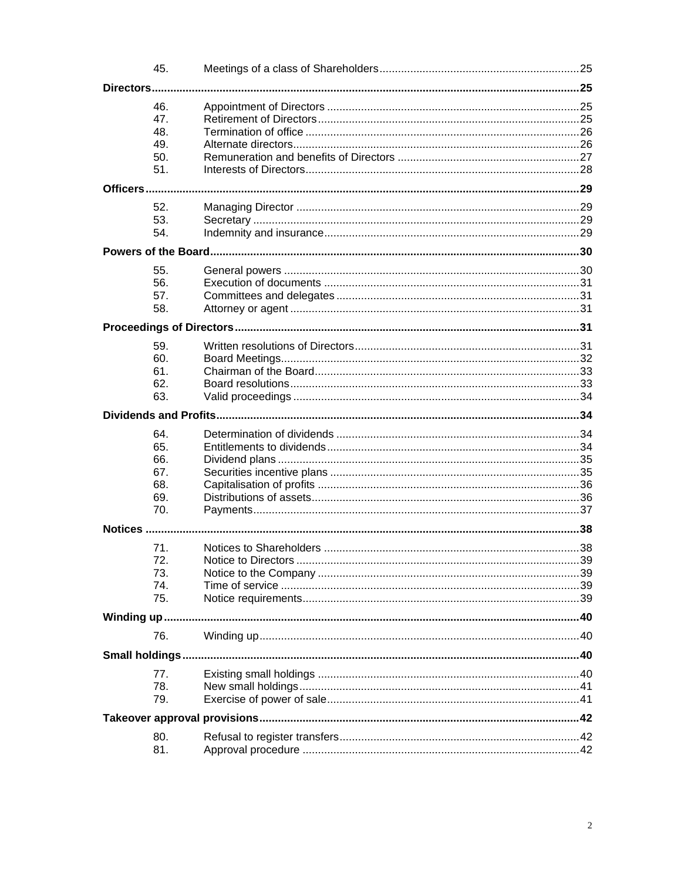| | | |
|---|---|---|
| 45. | Meetings of a class of Shareholders | 25 |
| **Directors** | | **25** |
| 46. | Appointment of Directors | 25 |
| 47. | Retirement of Directors | 25 |
| 48. | Termination of office | 26 |
| 49. | Alternate directors | 26 |
| 50. | Remuneration and benefits of Directors | 27 |
| 51. | Interests of Directors | 28 |
| **Officers** | | **29** |
| 52. | Managing Director | 29 |
| 53. | Secretary | 29 |
| 54. | Indemnity and insurance | 29 |
| **Powers of the Board** | | **30** |
| 55. | General powers | 30 |
| 56. | Execution of documents | 31 |
| 57. | Committees and delegates | 31 |
| 58. | Attorney or agent | 31 |
| **Proceedings of Directors** | | **31** |
| 59. | Written resolutions of Directors | 31 |
| 60. | Board Meetings | 32 |
| 61. | Chairman of the Board | 33 |
| 62. | Board resolutions | 33 |
| 63. | Valid proceedings | 34 |
| **Dividends and Profits** | | **34** |
| 64. | Determination of dividends | 34 |
| 65. | Entitlements to dividends | 34 |
| 66. | Dividend plans | 35 |
| 67. | Securities incentive plans | 35 |
| 68. | Capitalisation of profits | 36 |
| 69. | Distributions of assets | 36 |
| 70. | Payments | 37 |
| **Notices** | | **38** |
| 71. | Notices to Shareholders | 38 |
| 72. | Notice to Directors | 39 |
| 73. | Notice to the Company | 39 |
| 74. | Time of service | 39 |
| 75. | Notice requirements | 39 |
| **Winding up** | | **40** |
| 76. | Winding up | 40 |
| **Small holdings** | | **40** |
| 77. | Existing small holdings | 40 |
| 78. | New small holdings | 41 |
| 79. | Exercise of power of sale | 41 |
| **Takeover approval provisions** | | **42** |
| 80. | Refusal to register transfers | 42 |
| 81. | Approval procedure | 42 |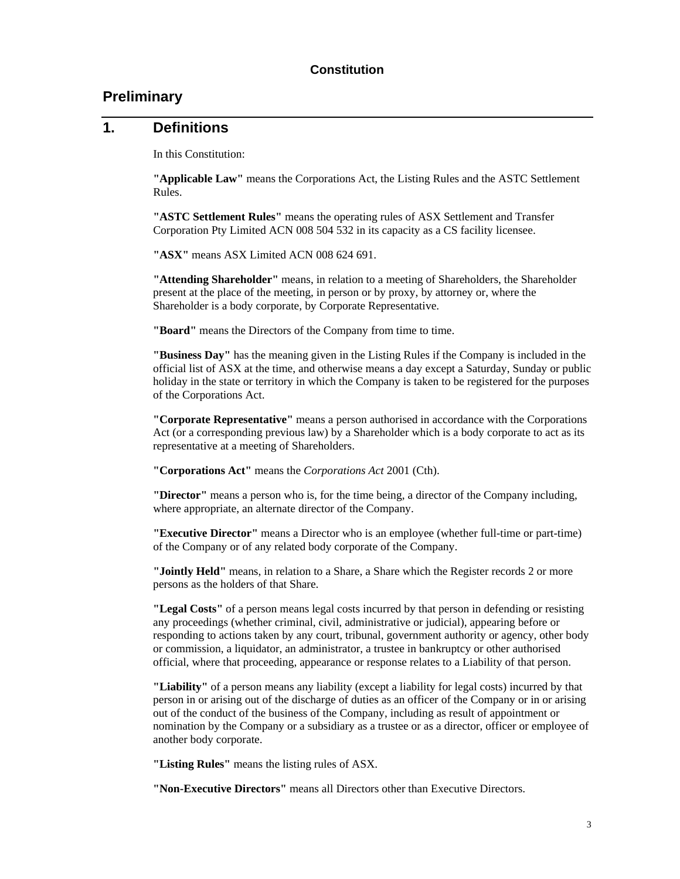**Constitution**

# Preliminary

## 1. Definitions

In this Constitution:

**"Applicable Law"** means the Corporations Act, the Listing Rules and the ASTC Settlement Rules.

**"ASTC Settlement Rules"** means the operating rules of ASX Settlement and Transfer Corporation Pty Limited ACN 008 504 532 in its capacity as a CS facility licensee.

**"ASX"** means ASX Limited ACN 008 624 691.

**"Attending Shareholder"** means, in relation to a meeting of Shareholders, the Shareholder present at the place of the meeting, in person or by proxy, by attorney or, where the Shareholder is a body corporate, by Corporate Representative.

**"Board"** means the Directors of the Company from time to time.

**"Business Day"** has the meaning given in the Listing Rules if the Company is included in the official list of ASX at the time, and otherwise means a day except a Saturday, Sunday or public holiday in the state or territory in which the Company is taken to be registered for the purposes of the Corporations Act.

**"Corporate Representative"** means a person authorised in accordance with the Corporations Act (or a corresponding previous law) by a Shareholder which is a body corporate to act as its representative at a meeting of Shareholders.

**"Corporations Act"** means the *Corporations Act* 2001 (Cth).

**"Director"** means a person who is, for the time being, a director of the Company including, where appropriate, an alternate director of the Company.

**"Executive Director"** means a Director who is an employee (whether full-time or part-time) of the Company or of any related body corporate of the Company.

**"Jointly Held"** means, in relation to a Share, a Share which the Register records 2 or more persons as the holders of that Share.

**"Legal Costs"** of a person means legal costs incurred by that person in defending or resisting any proceedings (whether criminal, civil, administrative or judicial), appearing before or responding to actions taken by any court, tribunal, government authority or agency, other body or commission, a liquidator, an administrator, a trustee in bankruptcy or other authorised official, where that proceeding, appearance or response relates to a Liability of that person.

**"Liability"** of a person means any liability (except a liability for legal costs) incurred by that person in or arising out of the discharge of duties as an officer of the Company or in or arising out of the conduct of the business of the Company, including as result of appointment or nomination by the Company or a subsidiary as a trustee or as a director, officer or employee of another body corporate.

**"Listing Rules"** means the listing rules of ASX.

**"Non-Executive Directors"** means all Directors other than Executive Directors.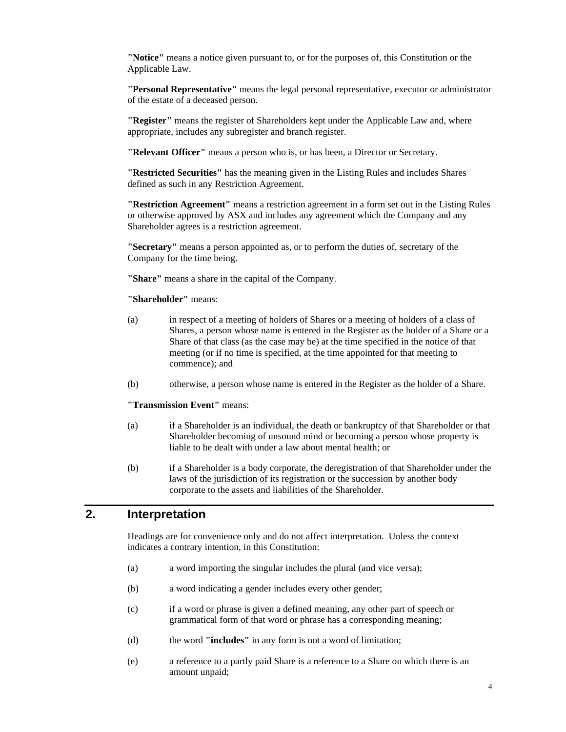**"Notice"** means a notice given pursuant to, or for the purposes of, this Constitution or the Applicable Law.

**"Personal Representative"** means the legal personal representative, executor or administrator of the estate of a deceased person.

**"Register"** means the register of Shareholders kept under the Applicable Law and, where appropriate, includes any subregister and branch register.

**"Relevant Officer"** means a person who is, or has been, a Director or Secretary.

**"Restricted Securities"** has the meaning given in the Listing Rules and includes Shares defined as such in any Restriction Agreement.

**"Restriction Agreement"** means a restriction agreement in a form set out in the Listing Rules or otherwise approved by ASX and includes any agreement which the Company and any Shareholder agrees is a restriction agreement.

**"Secretary"** means a person appointed as, or to perform the duties of, secretary of the Company for the time being.

**"Share"** means a share in the capital of the Company.

**"Shareholder"** means:

(a) in respect of a meeting of holders of Shares or a meeting of holders of a class of Shares, a person whose name is entered in the Register as the holder of a Share or a Share of that class (as the case may be) at the time specified in the notice of that meeting (or if no time is specified, at the time appointed for that meeting to commence); and

(b) otherwise, a person whose name is entered in the Register as the holder of a Share.

**"Transmission Event"** means:

(a) if a Shareholder is an individual, the death or bankruptcy of that Shareholder or that Shareholder becoming of unsound mind or becoming a person whose property is liable to be dealt with under a law about mental health; or

(b) if a Shareholder is a body corporate, the deregistration of that Shareholder under the laws of the jurisdiction of its registration or the succession by another body corporate to the assets and liabilities of the Shareholder.

## 2. Interpretation

Headings are for convenience only and do not affect interpretation. Unless the context indicates a contrary intention, in this Constitution:

(a) a word importing the singular includes the plural (and vice versa);

(b) a word indicating a gender includes every other gender;

(c) if a word or phrase is given a defined meaning, any other part of speech or grammatical form of that word or phrase has a corresponding meaning;

(d) the word **"includes"** in any form is not a word of limitation;

(e) a reference to a partly paid Share is a reference to a Share on which there is an amount unpaid;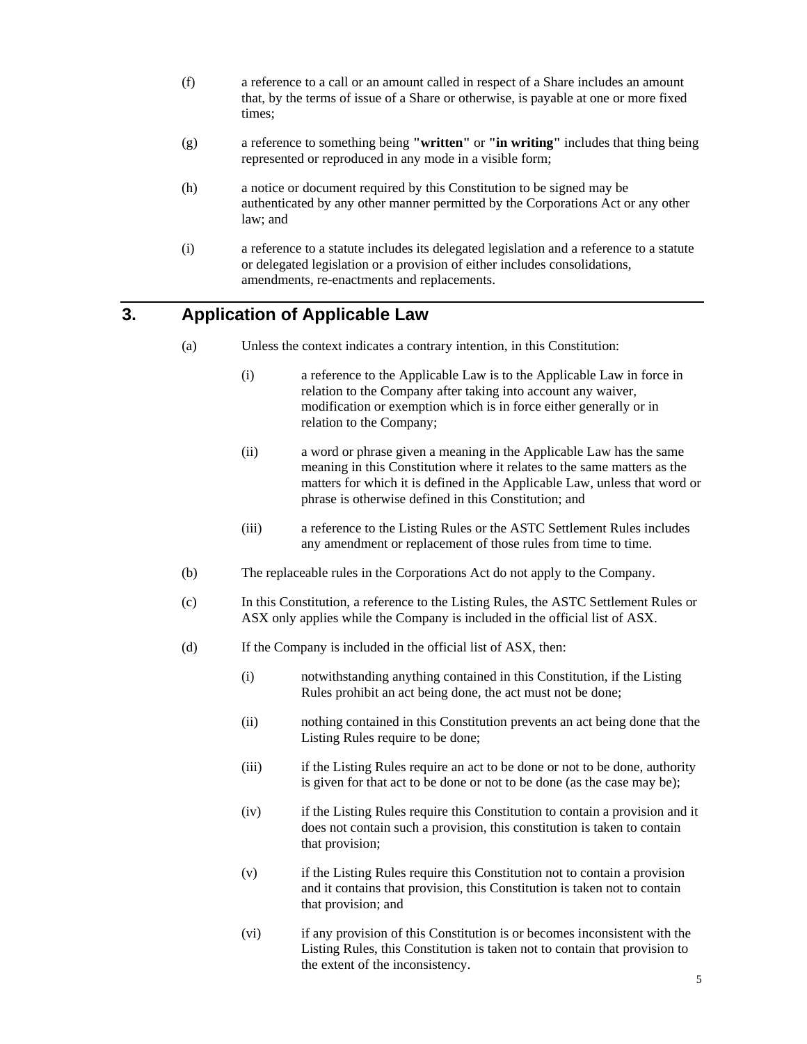(f) a reference to a call or an amount called in respect of a Share includes an amount that, by the terms of issue of a Share or otherwise, is payable at one or more fixed times;

(g) a reference to something being **"written"** or **"in writing"** includes that thing being represented or reproduced in any mode in a visible form;

(h) a notice or document required by this Constitution to be signed may be authenticated by any other manner permitted by the Corporations Act or any other law; and

(i) a reference to a statute includes its delegated legislation and a reference to a statute or delegated legislation or a provision of either includes consolidations, amendments, re-enactments and replacements.

## 3. Application of Applicable Law

(a) Unless the context indicates a contrary intention, in this Constitution:

(i) a reference to the Applicable Law is to the Applicable Law in force in relation to the Company after taking into account any waiver, modification or exemption which is in force either generally or in relation to the Company;

(ii) a word or phrase given a meaning in the Applicable Law has the same meaning in this Constitution where it relates to the same matters as the matters for which it is defined in the Applicable Law, unless that word or phrase is otherwise defined in this Constitution; and

(iii) a reference to the Listing Rules or the ASTC Settlement Rules includes any amendment or replacement of those rules from time to time.

(b) The replaceable rules in the Corporations Act do not apply to the Company.

(c) In this Constitution, a reference to the Listing Rules, the ASTC Settlement Rules or ASX only applies while the Company is included in the official list of ASX.

(d) If the Company is included in the official list of ASX, then:

(i) notwithstanding anything contained in this Constitution, if the Listing Rules prohibit an act being done, the act must not be done;

(ii) nothing contained in this Constitution prevents an act being done that the Listing Rules require to be done;

(iii) if the Listing Rules require an act to be done or not to be done, authority is given for that act to be done or not to be done (as the case may be);

(iv) if the Listing Rules require this Constitution to contain a provision and it does not contain such a provision, this constitution is taken to contain that provision;

(v) if the Listing Rules require this Constitution not to contain a provision and it contains that provision, this Constitution is taken not to contain that provision; and

(vi) if any provision of this Constitution is or becomes inconsistent with the Listing Rules, this Constitution is taken not to contain that provision to the extent of the inconsistency.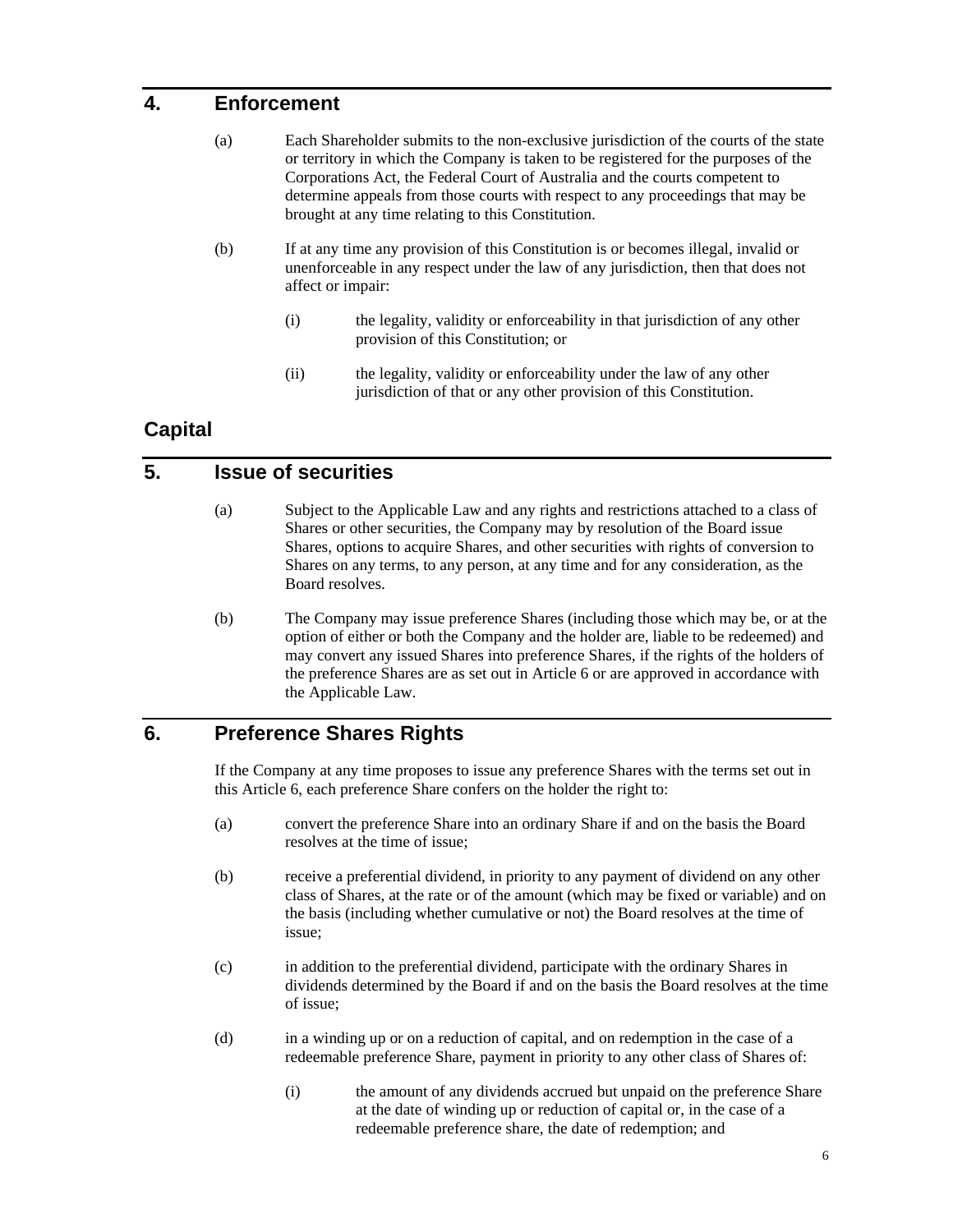## 4. Enforcement

(a) Each Shareholder submits to the non-exclusive jurisdiction of the courts of the state or territory in which the Company is taken to be registered for the purposes of the Corporations Act, the Federal Court of Australia and the courts competent to determine appeals from those courts with respect to any proceedings that may be brought at any time relating to this Constitution.

(b) If at any time any provision of this Constitution is or becomes illegal, invalid or unenforceable in any respect under the law of any jurisdiction, then that does not affect or impair:

(i) the legality, validity or enforceability in that jurisdiction of any other provision of this Constitution; or

(ii) the legality, validity or enforceability under the law of any other jurisdiction of that or any other provision of this Constitution.

# Capital

## 5. Issue of securities

(a) Subject to the Applicable Law and any rights and restrictions attached to a class of Shares or other securities, the Company may by resolution of the Board issue Shares, options to acquire Shares, and other securities with rights of conversion to Shares on any terms, to any person, at any time and for any consideration, as the Board resolves.

(b) The Company may issue preference Shares (including those which may be, or at the option of either or both the Company and the holder are, liable to be redeemed) and may convert any issued Shares into preference Shares, if the rights of the holders of the preference Shares are as set out in Article 6 or are approved in accordance with the Applicable Law.

## 6. Preference Shares Rights

If the Company at any time proposes to issue any preference Shares with the terms set out in this Article 6, each preference Share confers on the holder the right to:

(a) convert the preference Share into an ordinary Share if and on the basis the Board resolves at the time of issue;

(b) receive a preferential dividend, in priority to any payment of dividend on any other class of Shares, at the rate or of the amount (which may be fixed or variable) and on the basis (including whether cumulative or not) the Board resolves at the time of issue;

(c) in addition to the preferential dividend, participate with the ordinary Shares in dividends determined by the Board if and on the basis the Board resolves at the time of issue;

(d) in a winding up or on a reduction of capital, and on redemption in the case of a redeemable preference Share, payment in priority to any other class of Shares of:

(i) the amount of any dividends accrued but unpaid on the preference Share at the date of winding up or reduction of capital or, in the case of a redeemable preference share, the date of redemption; and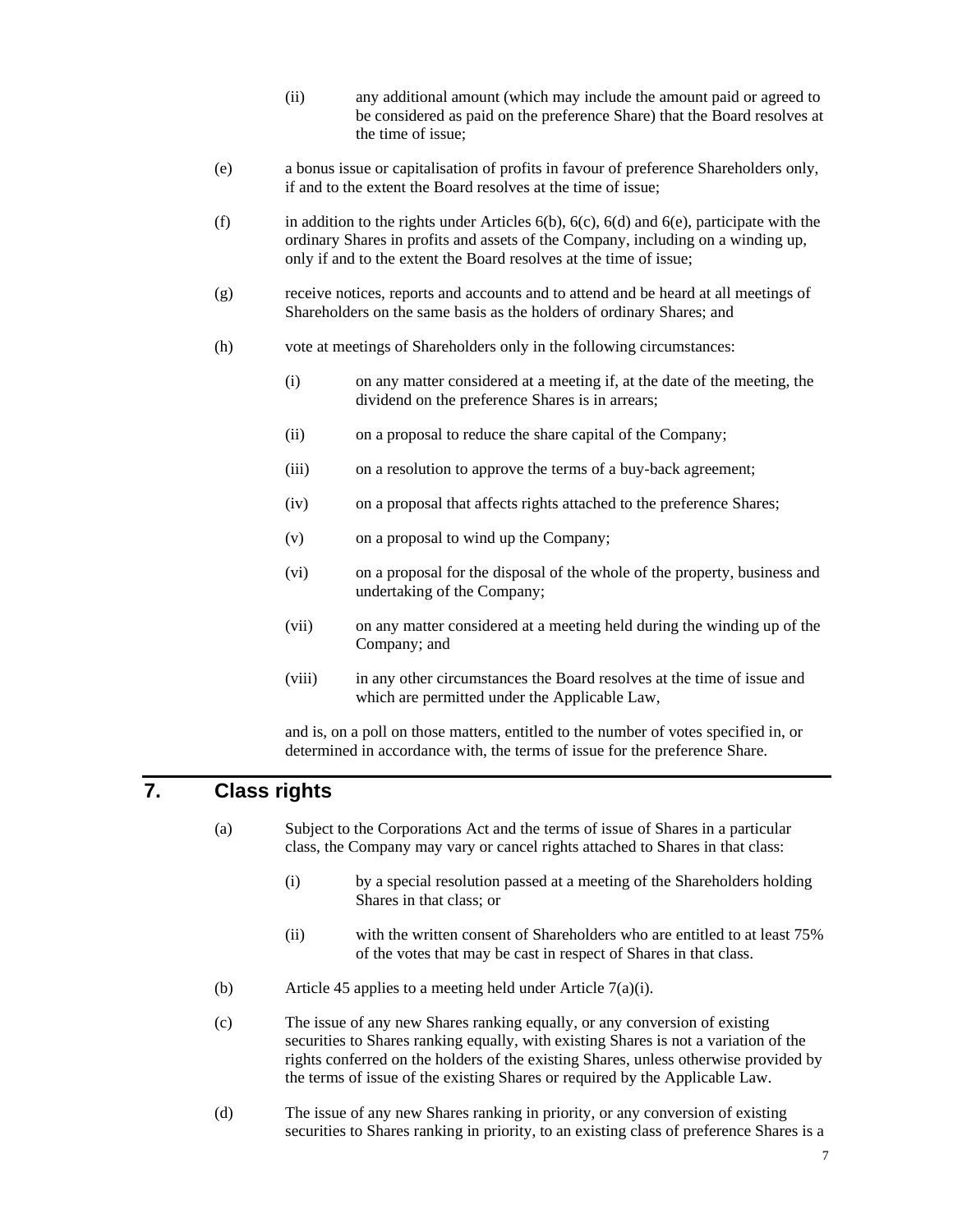(ii) any additional amount (which may include the amount paid or agreed to be considered as paid on the preference Share) that the Board resolves at the time of issue;

(e) a bonus issue or capitalisation of profits in favour of preference Shareholders only, if and to the extent the Board resolves at the time of issue;

(f) in addition to the rights under Articles 6(b), 6(c), 6(d) and 6(e), participate with the ordinary Shares in profits and assets of the Company, including on a winding up, only if and to the extent the Board resolves at the time of issue;

(g) receive notices, reports and accounts and to attend and be heard at all meetings of Shareholders on the same basis as the holders of ordinary Shares; and

(h) vote at meetings of Shareholders only in the following circumstances:

(i) on any matter considered at a meeting if, at the date of the meeting, the dividend on the preference Shares is in arrears;

(ii) on a proposal to reduce the share capital of the Company;

(iii) on a resolution to approve the terms of a buy-back agreement;

(iv) on a proposal that affects rights attached to the preference Shares;

(v) on a proposal to wind up the Company;

(vi) on a proposal for the disposal of the whole of the property, business and undertaking of the Company;

(vii) on any matter considered at a meeting held during the winding up of the Company; and

(viii) in any other circumstances the Board resolves at the time of issue and which are permitted under the Applicable Law,

and is, on a poll on those matters, entitled to the number of votes specified in, or determined in accordance with, the terms of issue for the preference Share.

## 7. Class rights

(a) Subject to the Corporations Act and the terms of issue of Shares in a particular class, the Company may vary or cancel rights attached to Shares in that class:

(i) by a special resolution passed at a meeting of the Shareholders holding Shares in that class; or

(ii) with the written consent of Shareholders who are entitled to at least 75% of the votes that may be cast in respect of Shares in that class.

(b) Article 45 applies to a meeting held under Article 7(a)(i).

(c) The issue of any new Shares ranking equally, or any conversion of existing securities to Shares ranking equally, with existing Shares is not a variation of the rights conferred on the holders of the existing Shares, unless otherwise provided by the terms of issue of the existing Shares or required by the Applicable Law.

(d) The issue of any new Shares ranking in priority, or any conversion of existing securities to Shares ranking in priority, to an existing class of preference Shares is a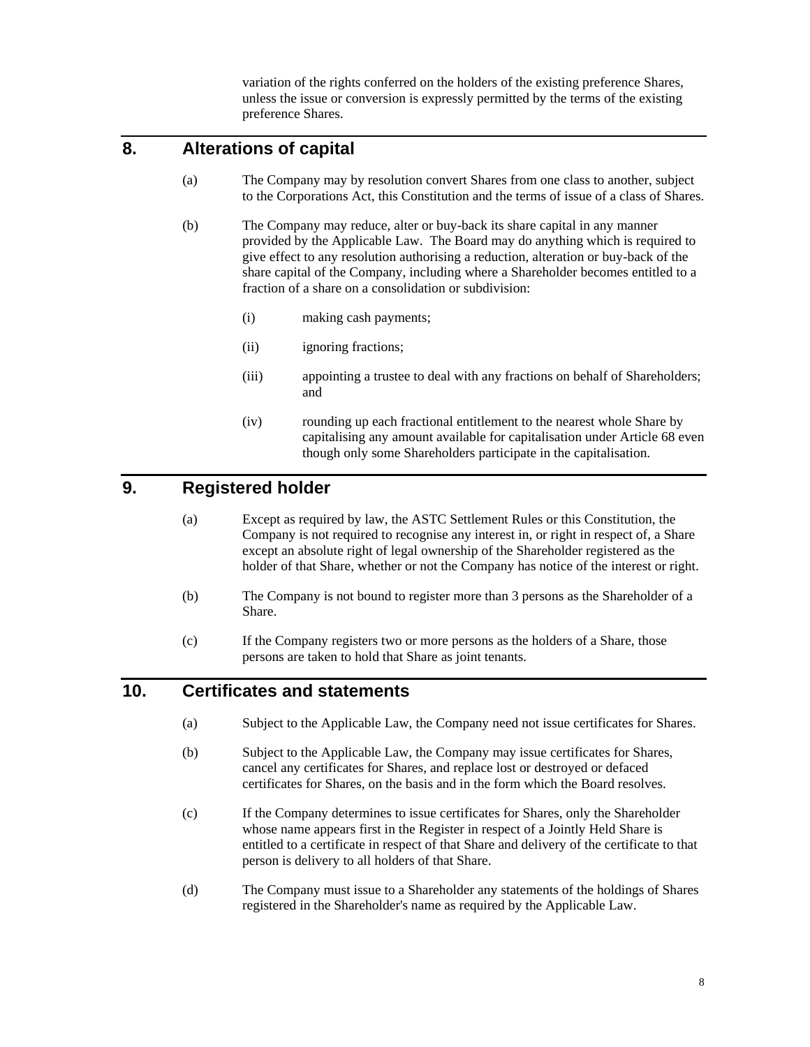variation of the rights conferred on the holders of the existing preference Shares, unless the issue or conversion is expressly permitted by the terms of the existing preference Shares.

## 8. Alterations of capital

(a) The Company may by resolution convert Shares from one class to another, subject to the Corporations Act, this Constitution and the terms of issue of a class of Shares.

(b) The Company may reduce, alter or buy-back its share capital in any manner provided by the Applicable Law. The Board may do anything which is required to give effect to any resolution authorising a reduction, alteration or buy-back of the share capital of the Company, including where a Shareholder becomes entitled to a fraction of a share on a consolidation or subdivision:

(i) making cash payments;

(ii) ignoring fractions;

(iii) appointing a trustee to deal with any fractions on behalf of Shareholders; and

(iv) rounding up each fractional entitlement to the nearest whole Share by capitalising any amount available for capitalisation under Article 68 even though only some Shareholders participate in the capitalisation.

## 9. Registered holder

(a) Except as required by law, the ASTC Settlement Rules or this Constitution, the Company is not required to recognise any interest in, or right in respect of, a Share except an absolute right of legal ownership of the Shareholder registered as the holder of that Share, whether or not the Company has notice of the interest or right.

(b) The Company is not bound to register more than 3 persons as the Shareholder of a Share.

(c) If the Company registers two or more persons as the holders of a Share, those persons are taken to hold that Share as joint tenants.

## 10. Certificates and statements

(a) Subject to the Applicable Law, the Company need not issue certificates for Shares.

(b) Subject to the Applicable Law, the Company may issue certificates for Shares, cancel any certificates for Shares, and replace lost or destroyed or defaced certificates for Shares, on the basis and in the form which the Board resolves.

(c) If the Company determines to issue certificates for Shares, only the Shareholder whose name appears first in the Register in respect of a Jointly Held Share is entitled to a certificate in respect of that Share and delivery of the certificate to that person is delivery to all holders of that Share.

(d) The Company must issue to a Shareholder any statements of the holdings of Shares registered in the Shareholder's name as required by the Applicable Law.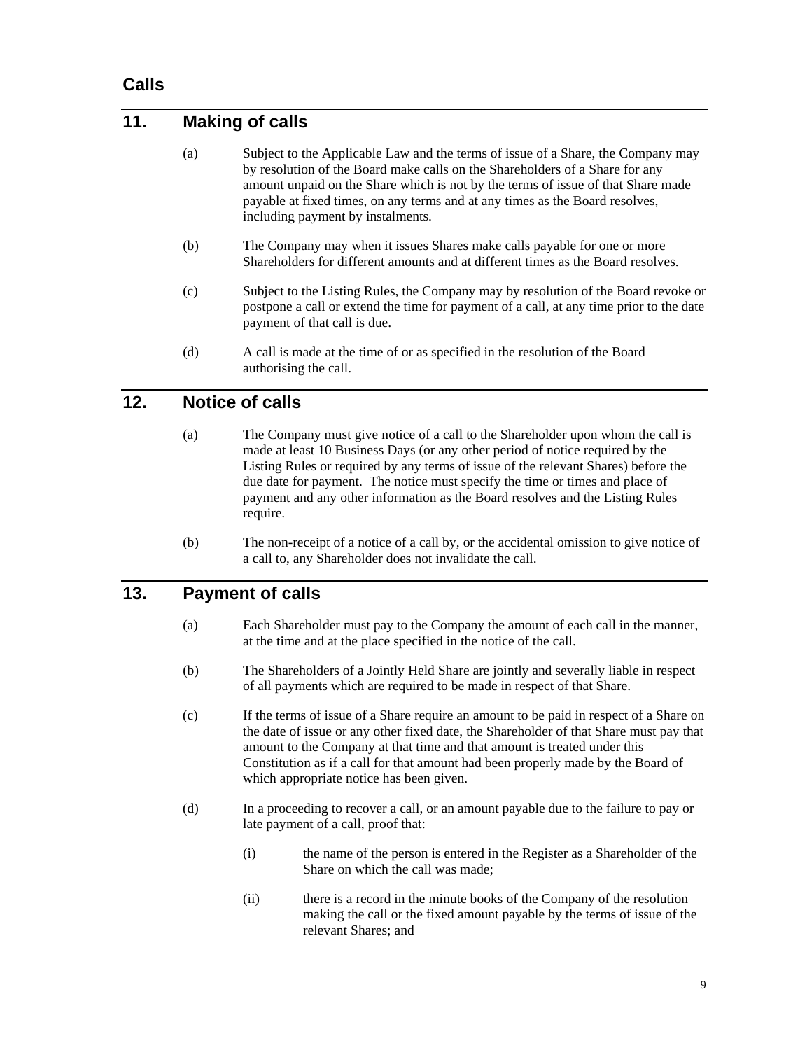## Calls

## 11. Making of calls

(a) Subject to the Applicable Law and the terms of issue of a Share, the Company may by resolution of the Board make calls on the Shareholders of a Share for any amount unpaid on the Share which is not by the terms of issue of that Share made payable at fixed times, on any terms and at any times as the Board resolves, including payment by instalments.

(b) The Company may when it issues Shares make calls payable for one or more Shareholders for different amounts and at different times as the Board resolves.

(c) Subject to the Listing Rules, the Company may by resolution of the Board revoke or postpone a call or extend the time for payment of a call, at any time prior to the date payment of that call is due.

(d) A call is made at the time of or as specified in the resolution of the Board authorising the call.

## 12. Notice of calls

(a) The Company must give notice of a call to the Shareholder upon whom the call is made at least 10 Business Days (or any other period of notice required by the Listing Rules or required by any terms of issue of the relevant Shares) before the due date for payment. The notice must specify the time or times and place of payment and any other information as the Board resolves and the Listing Rules require.

(b) The non-receipt of a notice of a call by, or the accidental omission to give notice of a call to, any Shareholder does not invalidate the call.

## 13. Payment of calls

(a) Each Shareholder must pay to the Company the amount of each call in the manner, at the time and at the place specified in the notice of the call.

(b) The Shareholders of a Jointly Held Share are jointly and severally liable in respect of all payments which are required to be made in respect of that Share.

(c) If the terms of issue of a Share require an amount to be paid in respect of a Share on the date of issue or any other fixed date, the Shareholder of that Share must pay that amount to the Company at that time and that amount is treated under this Constitution as if a call for that amount had been properly made by the Board of which appropriate notice has been given.

(d) In a proceeding to recover a call, or an amount payable due to the failure to pay or late payment of a call, proof that:

(i) the name of the person is entered in the Register as a Shareholder of the Share on which the call was made;

(ii) there is a record in the minute books of the Company of the resolution making the call or the fixed amount payable by the terms of issue of the relevant Shares; and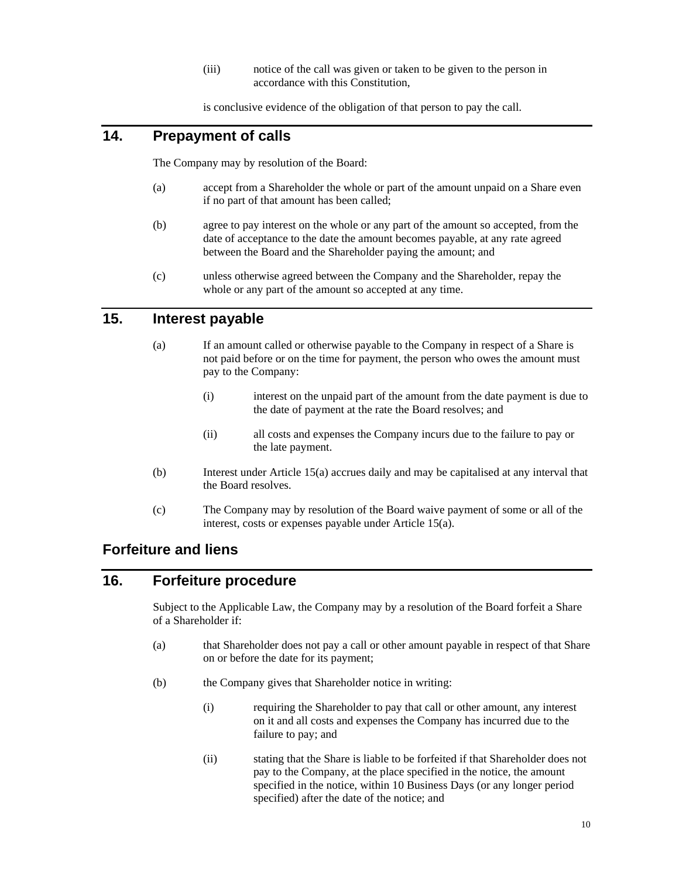(iii) notice of the call was given or taken to be given to the person in accordance with this Constitution,

is conclusive evidence of the obligation of that person to pay the call.

## 14. Prepayment of calls

The Company may by resolution of the Board:

(a) accept from a Shareholder the whole or part of the amount unpaid on a Share even if no part of that amount has been called;

(b) agree to pay interest on the whole or any part of the amount so accepted, from the date of acceptance to the date the amount becomes payable, at any rate agreed between the Board and the Shareholder paying the amount; and

(c) unless otherwise agreed between the Company and the Shareholder, repay the whole or any part of the amount so accepted at any time.

## 15. Interest payable

(a) If an amount called or otherwise payable to the Company in respect of a Share is not paid before or on the time for payment, the person who owes the amount must pay to the Company:

   (i) interest on the unpaid part of the amount from the date payment is due to the date of payment at the rate the Board resolves; and

   (ii) all costs and expenses the Company incurs due to the failure to pay or the late payment.

(b) Interest under Article 15(a) accrues daily and may be capitalised at any interval that the Board resolves.

(c) The Company may by resolution of the Board waive payment of some or all of the interest, costs or expenses payable under Article 15(a).

# Forfeiture and liens

## 16. Forfeiture procedure

Subject to the Applicable Law, the Company may by a resolution of the Board forfeit a Share of a Shareholder if:

(a) that Shareholder does not pay a call or other amount payable in respect of that Share on or before the date for its payment;

(b) the Company gives that Shareholder notice in writing:

   (i) requiring the Shareholder to pay that call or other amount, any interest on it and all costs and expenses the Company has incurred due to the failure to pay; and

   (ii) stating that the Share is liable to be forfeited if that Shareholder does not pay to the Company, at the place specified in the notice, the amount specified in the notice, within 10 Business Days (or any longer period specified) after the date of the notice; and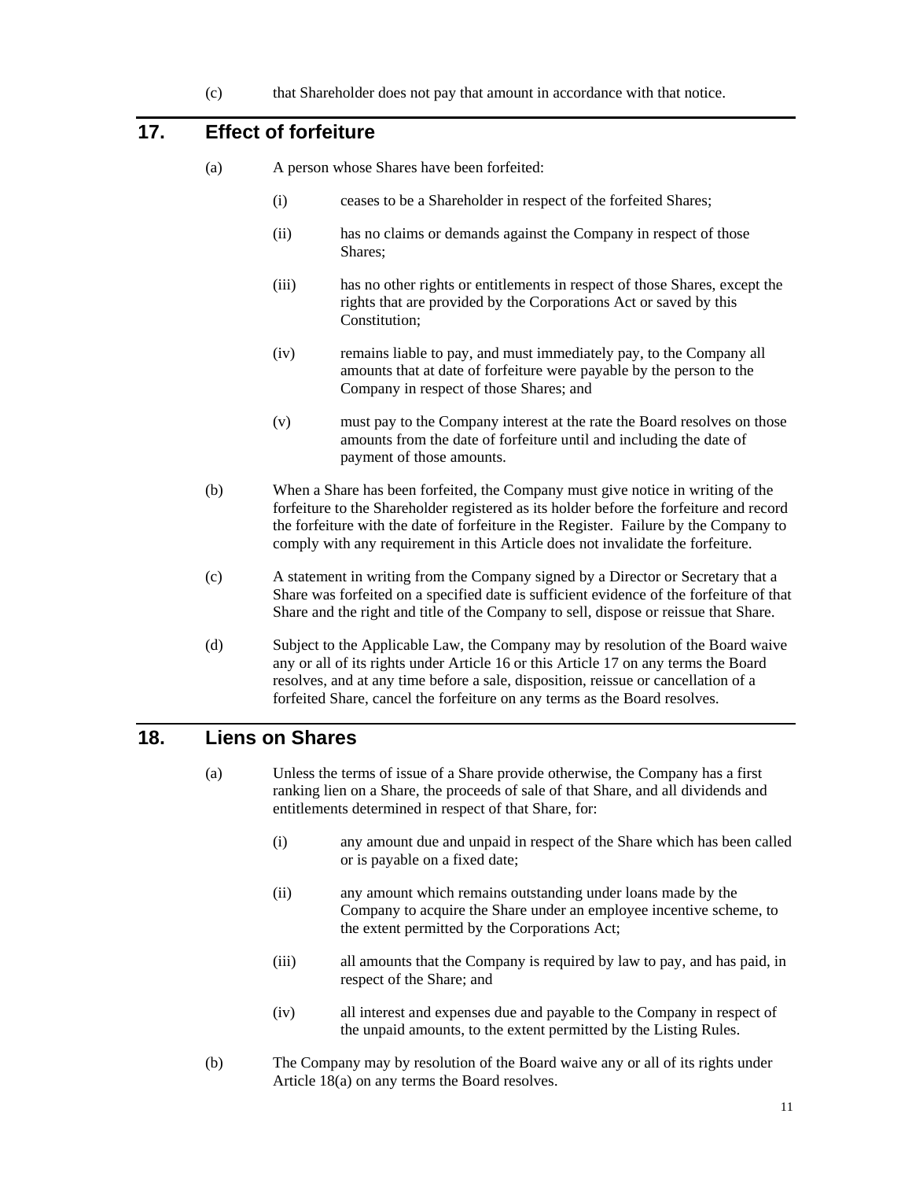(c) that Shareholder does not pay that amount in accordance with that notice.

## 17. Effect of forfeiture

(a) A person whose Shares have been forfeited:

   (i) ceases to be a Shareholder in respect of the forfeited Shares;

   (ii) has no claims or demands against the Company in respect of those Shares;

   (iii) has no other rights or entitlements in respect of those Shares, except the rights that are provided by the Corporations Act or saved by this Constitution;

   (iv) remains liable to pay, and must immediately pay, to the Company all amounts that at date of forfeiture were payable by the person to the Company in respect of those Shares; and

   (v) must pay to the Company interest at the rate the Board resolves on those amounts from the date of forfeiture until and including the date of payment of those amounts.

(b) When a Share has been forfeited, the Company must give notice in writing of the forfeiture to the Shareholder registered as its holder before the forfeiture and record the forfeiture with the date of forfeiture in the Register. Failure by the Company to comply with any requirement in this Article does not invalidate the forfeiture.

(c) A statement in writing from the Company signed by a Director or Secretary that a Share was forfeited on a specified date is sufficient evidence of the forfeiture of that Share and the right and title of the Company to sell, dispose or reissue that Share.

(d) Subject to the Applicable Law, the Company may by resolution of the Board waive any or all of its rights under Article 16 or this Article 17 on any terms the Board resolves, and at any time before a sale, disposition, reissue or cancellation of a forfeited Share, cancel the forfeiture on any terms as the Board resolves.

## 18. Liens on Shares

(a) Unless the terms of issue of a Share provide otherwise, the Company has a first ranking lien on a Share, the proceeds of sale of that Share, and all dividends and entitlements determined in respect of that Share, for:

   (i) any amount due and unpaid in respect of the Share which has been called or is payable on a fixed date;

   (ii) any amount which remains outstanding under loans made by the Company to acquire the Share under an employee incentive scheme, to the extent permitted by the Corporations Act;

   (iii) all amounts that the Company is required by law to pay, and has paid, in respect of the Share; and

   (iv) all interest and expenses due and payable to the Company in respect of the unpaid amounts, to the extent permitted by the Listing Rules.

(b) The Company may by resolution of the Board waive any or all of its rights under Article 18(a) on any terms the Board resolves.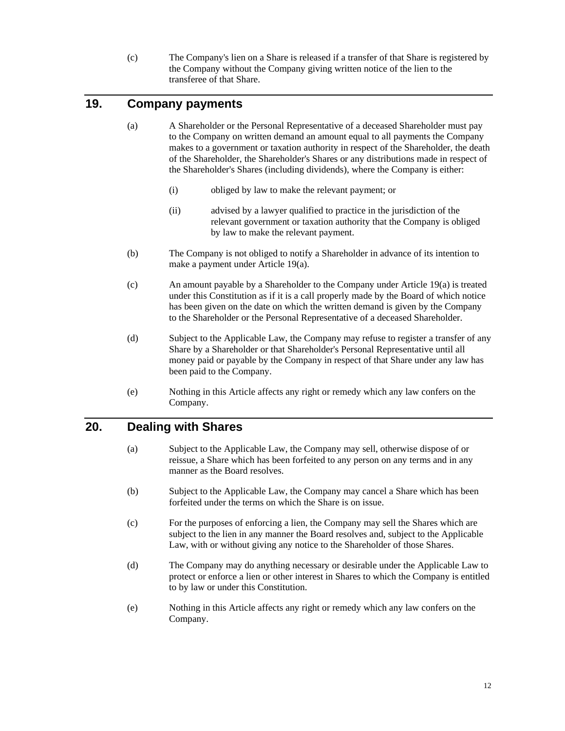(c) The Company's lien on a Share is released if a transfer of that Share is registered by the Company without the Company giving written notice of the lien to the transferee of that Share.

## 19. Company payments

(a) A Shareholder or the Personal Representative of a deceased Shareholder must pay to the Company on written demand an amount equal to all payments the Company makes to a government or taxation authority in respect of the Shareholder, the death of the Shareholder, the Shareholder's Shares or any distributions made in respect of the Shareholder's Shares (including dividends), where the Company is either:

(i) obliged by law to make the relevant payment; or

(ii) advised by a lawyer qualified to practice in the jurisdiction of the relevant government or taxation authority that the Company is obliged by law to make the relevant payment.

(b) The Company is not obliged to notify a Shareholder in advance of its intention to make a payment under Article 19(a).

(c) An amount payable by a Shareholder to the Company under Article 19(a) is treated under this Constitution as if it is a call properly made by the Board of which notice has been given on the date on which the written demand is given by the Company to the Shareholder or the Personal Representative of a deceased Shareholder.

(d) Subject to the Applicable Law, the Company may refuse to register a transfer of any Share by a Shareholder or that Shareholder's Personal Representative until all money paid or payable by the Company in respect of that Share under any law has been paid to the Company.

(e) Nothing in this Article affects any right or remedy which any law confers on the Company.

## 20. Dealing with Shares

(a) Subject to the Applicable Law, the Company may sell, otherwise dispose of or reissue, a Share which has been forfeited to any person on any terms and in any manner as the Board resolves.

(b) Subject to the Applicable Law, the Company may cancel a Share which has been forfeited under the terms on which the Share is on issue.

(c) For the purposes of enforcing a lien, the Company may sell the Shares which are subject to the lien in any manner the Board resolves and, subject to the Applicable Law, with or without giving any notice to the Shareholder of those Shares.

(d) The Company may do anything necessary or desirable under the Applicable Law to protect or enforce a lien or other interest in Shares to which the Company is entitled to by law or under this Constitution.

(e) Nothing in this Article affects any right or remedy which any law confers on the Company.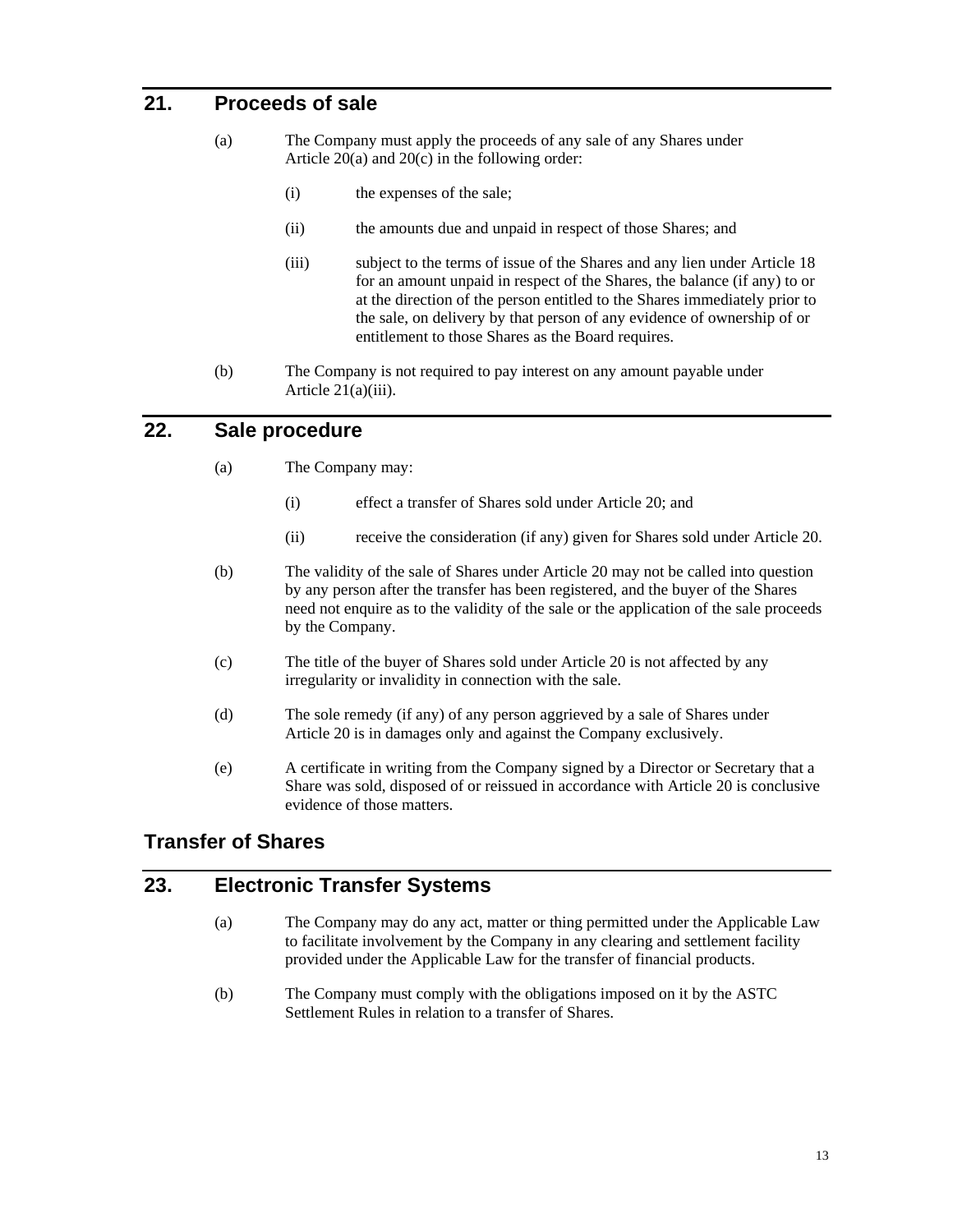## 21. Proceeds of sale

(a) The Company must apply the proceeds of any sale of any Shares under Article 20(a) and 20(c) in the following order:

(i) the expenses of the sale;

(ii) the amounts due and unpaid in respect of those Shares; and

(iii) subject to the terms of issue of the Shares and any lien under Article 18 for an amount unpaid in respect of the Shares, the balance (if any) to or at the direction of the person entitled to the Shares immediately prior to the sale, on delivery by that person of any evidence of ownership of or entitlement to those Shares as the Board requires.

(b) The Company is not required to pay interest on any amount payable under Article 21(a)(iii).

## 22. Sale procedure

(a) The Company may:

(i) effect a transfer of Shares sold under Article 20; and

(ii) receive the consideration (if any) given for Shares sold under Article 20.

(b) The validity of the sale of Shares under Article 20 may not be called into question by any person after the transfer has been registered, and the buyer of the Shares need not enquire as to the validity of the sale or the application of the sale proceeds by the Company.

(c) The title of the buyer of Shares sold under Article 20 is not affected by any irregularity or invalidity in connection with the sale.

(d) The sole remedy (if any) of any person aggrieved by a sale of Shares under Article 20 is in damages only and against the Company exclusively.

(e) A certificate in writing from the Company signed by a Director or Secretary that a Share was sold, disposed of or reissued in accordance with Article 20 is conclusive evidence of those matters.

# Transfer of Shares

## 23. Electronic Transfer Systems

(a) The Company may do any act, matter or thing permitted under the Applicable Law to facilitate involvement by the Company in any clearing and settlement facility provided under the Applicable Law for the transfer of financial products.

(b) The Company must comply with the obligations imposed on it by the ASTC Settlement Rules in relation to a transfer of Shares.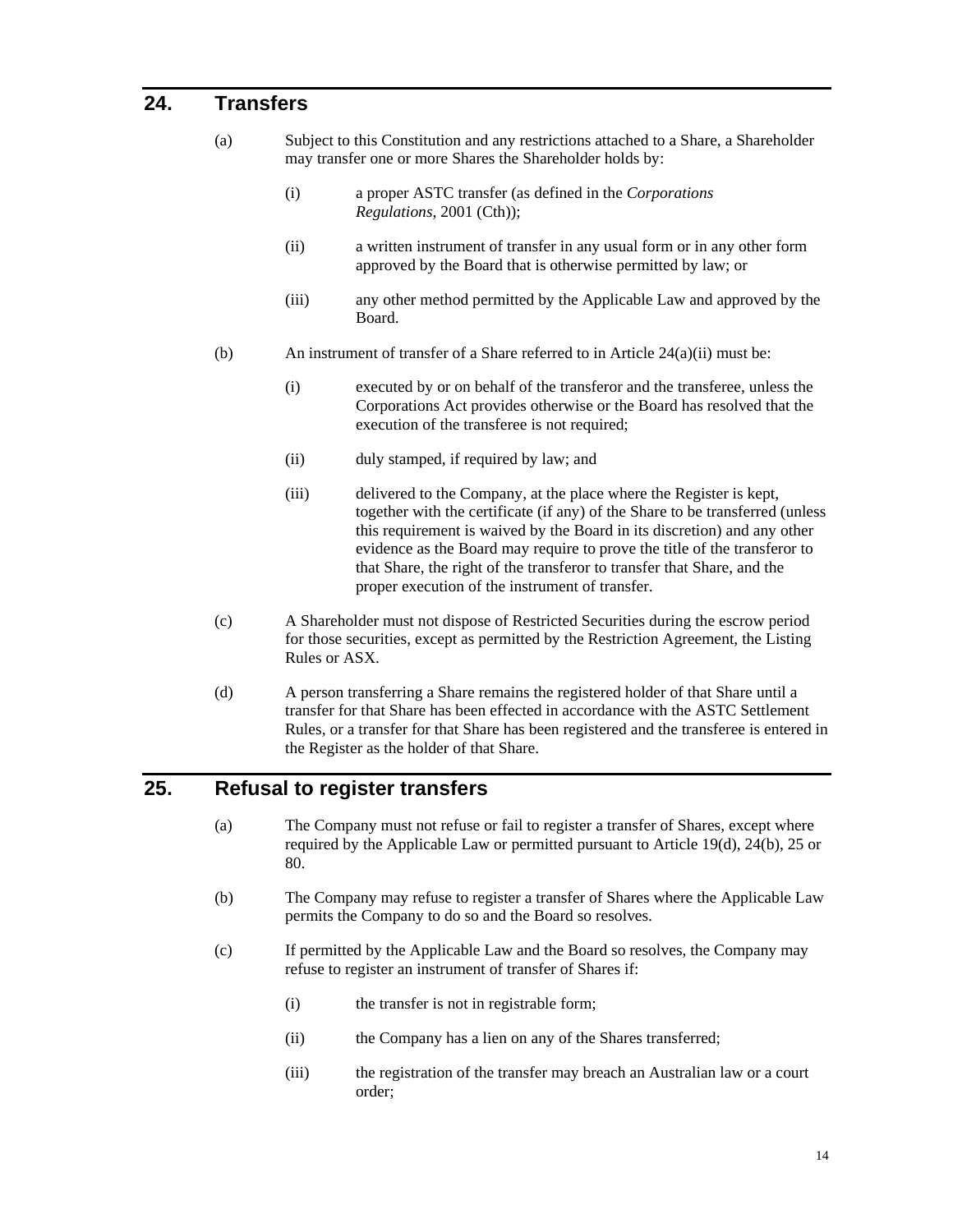## 24. Transfers

(a) Subject to this Constitution and any restrictions attached to a Share, a Shareholder may transfer one or more Shares the Shareholder holds by:

(i) a proper ASTC transfer (as defined in the *Corporations Regulations*, 2001 (Cth));

(ii) a written instrument of transfer in any usual form or in any other form approved by the Board that is otherwise permitted by law; or

(iii) any other method permitted by the Applicable Law and approved by the Board.

(b) An instrument of transfer of a Share referred to in Article 24(a)(ii) must be:

(i) executed by or on behalf of the transferor and the transferee, unless the Corporations Act provides otherwise or the Board has resolved that the execution of the transferee is not required;

(ii) duly stamped, if required by law; and

(iii) delivered to the Company, at the place where the Register is kept, together with the certificate (if any) of the Share to be transferred (unless this requirement is waived by the Board in its discretion) and any other evidence as the Board may require to prove the title of the transferor to that Share, the right of the transferor to transfer that Share, and the proper execution of the instrument of transfer.

(c) A Shareholder must not dispose of Restricted Securities during the escrow period for those securities, except as permitted by the Restriction Agreement, the Listing Rules or ASX.

(d) A person transferring a Share remains the registered holder of that Share until a transfer for that Share has been effected in accordance with the ASTC Settlement Rules, or a transfer for that Share has been registered and the transferee is entered in the Register as the holder of that Share.

## 25. Refusal to register transfers

(a) The Company must not refuse or fail to register a transfer of Shares, except where required by the Applicable Law or permitted pursuant to Article 19(d), 24(b), 25 or 80.

(b) The Company may refuse to register a transfer of Shares where the Applicable Law permits the Company to do so and the Board so resolves.

(c) If permitted by the Applicable Law and the Board so resolves, the Company may refuse to register an instrument of transfer of Shares if:

(i) the transfer is not in registrable form;

(ii) the Company has a lien on any of the Shares transferred;

(iii) the registration of the transfer may breach an Australian law or a court order;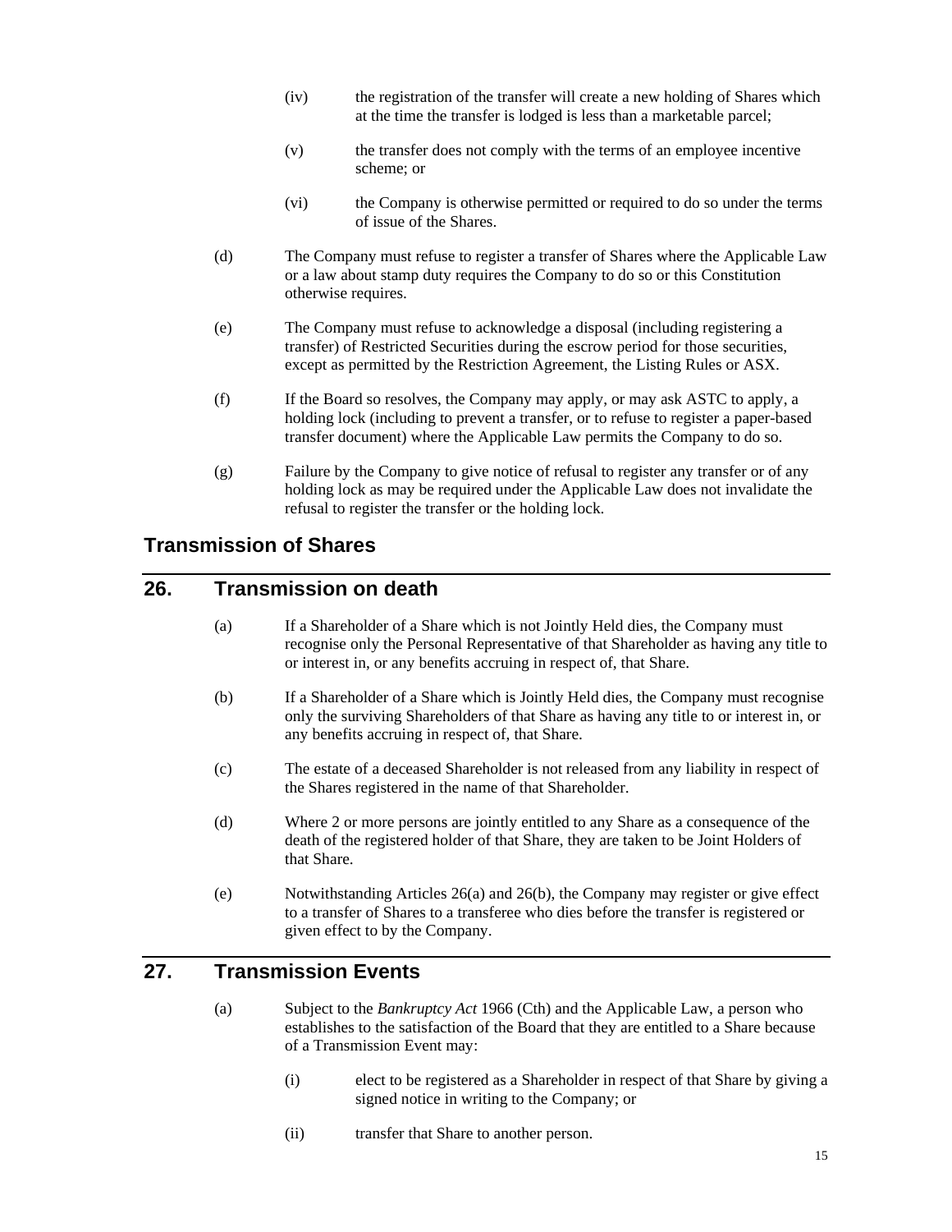(iv) the registration of the transfer will create a new holding of Shares which at the time the transfer is lodged is less than a marketable parcel;

(v) the transfer does not comply with the terms of an employee incentive scheme; or

(vi) the Company is otherwise permitted or required to do so under the terms of issue of the Shares.

(d) The Company must refuse to register a transfer of Shares where the Applicable Law or a law about stamp duty requires the Company to do so or this Constitution otherwise requires.

(e) The Company must refuse to acknowledge a disposal (including registering a transfer) of Restricted Securities during the escrow period for those securities, except as permitted by the Restriction Agreement, the Listing Rules or ASX.

(f) If the Board so resolves, the Company may apply, or may ask ASTC to apply, a holding lock (including to prevent a transfer, or to refuse to register a paper-based transfer document) where the Applicable Law permits the Company to do so.

(g) Failure by the Company to give notice of refusal to register any transfer or of any holding lock as may be required under the Applicable Law does not invalidate the refusal to register the transfer or the holding lock.

## Transmission of Shares

## 26. Transmission on death

(a) If a Shareholder of a Share which is not Jointly Held dies, the Company must recognise only the Personal Representative of that Shareholder as having any title to or interest in, or any benefits accruing in respect of, that Share.

(b) If a Shareholder of a Share which is Jointly Held dies, the Company must recognise only the surviving Shareholders of that Share as having any title to or interest in, or any benefits accruing in respect of, that Share.

(c) The estate of a deceased Shareholder is not released from any liability in respect of the Shares registered in the name of that Shareholder.

(d) Where 2 or more persons are jointly entitled to any Share as a consequence of the death of the registered holder of that Share, they are taken to be Joint Holders of that Share.

(e) Notwithstanding Articles 26(a) and 26(b), the Company may register or give effect to a transfer of Shares to a transferee who dies before the transfer is registered or given effect to by the Company.

## 27. Transmission Events

(a) Subject to the *Bankruptcy Act* 1966 (Cth) and the Applicable Law, a person who establishes to the satisfaction of the Board that they are entitled to a Share because of a Transmission Event may:

(i) elect to be registered as a Shareholder in respect of that Share by giving a signed notice in writing to the Company; or

(ii) transfer that Share to another person.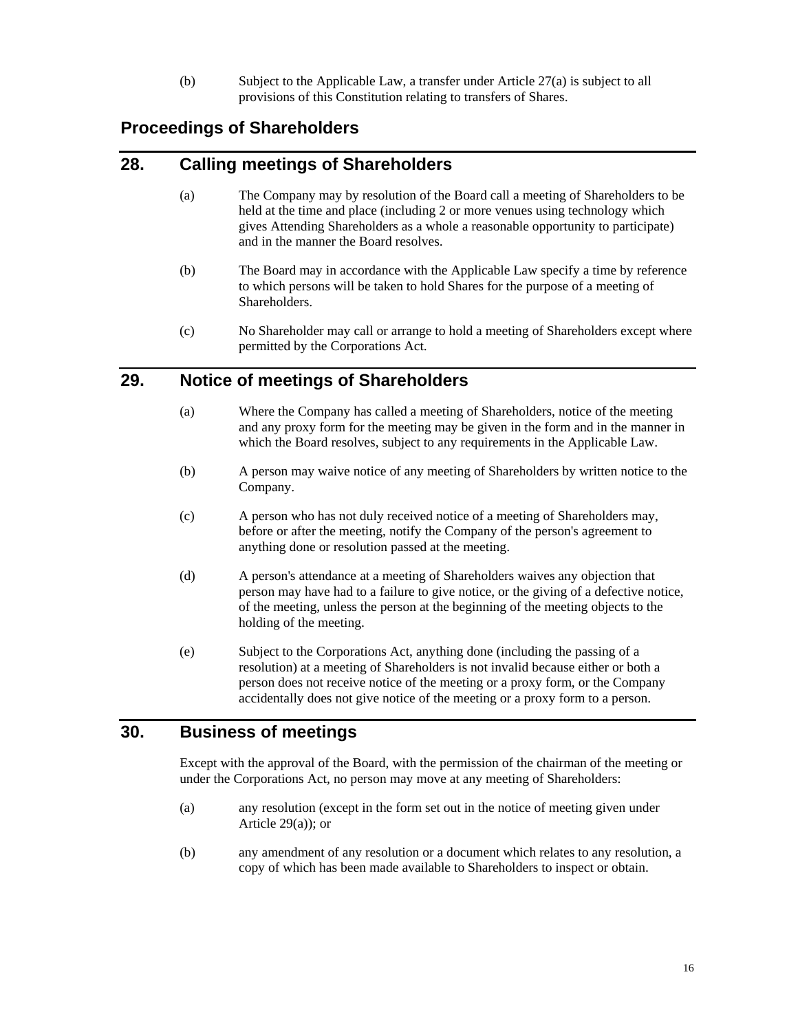(b) Subject to the Applicable Law, a transfer under Article 27(a) is subject to all provisions of this Constitution relating to transfers of Shares.

## Proceedings of Shareholders

## 28. Calling meetings of Shareholders

(a) The Company may by resolution of the Board call a meeting of Shareholders to be held at the time and place (including 2 or more venues using technology which gives Attending Shareholders as a whole a reasonable opportunity to participate) and in the manner the Board resolves.

(b) The Board may in accordance with the Applicable Law specify a time by reference to which persons will be taken to hold Shares for the purpose of a meeting of Shareholders.

(c) No Shareholder may call or arrange to hold a meeting of Shareholders except where permitted by the Corporations Act.

## 29. Notice of meetings of Shareholders

(a) Where the Company has called a meeting of Shareholders, notice of the meeting and any proxy form for the meeting may be given in the form and in the manner in which the Board resolves, subject to any requirements in the Applicable Law.

(b) A person may waive notice of any meeting of Shareholders by written notice to the Company.

(c) A person who has not duly received notice of a meeting of Shareholders may, before or after the meeting, notify the Company of the person's agreement to anything done or resolution passed at the meeting.

(d) A person's attendance at a meeting of Shareholders waives any objection that person may have had to a failure to give notice, or the giving of a defective notice, of the meeting, unless the person at the beginning of the meeting objects to the holding of the meeting.

(e) Subject to the Corporations Act, anything done (including the passing of a resolution) at a meeting of Shareholders is not invalid because either or both a person does not receive notice of the meeting or a proxy form, or the Company accidentally does not give notice of the meeting or a proxy form to a person.

## 30. Business of meetings

Except with the approval of the Board, with the permission of the chairman of the meeting or under the Corporations Act, no person may move at any meeting of Shareholders:

(a) any resolution (except in the form set out in the notice of meeting given under Article 29(a)); or

(b) any amendment of any resolution or a document which relates to any resolution, a copy of which has been made available to Shareholders to inspect or obtain.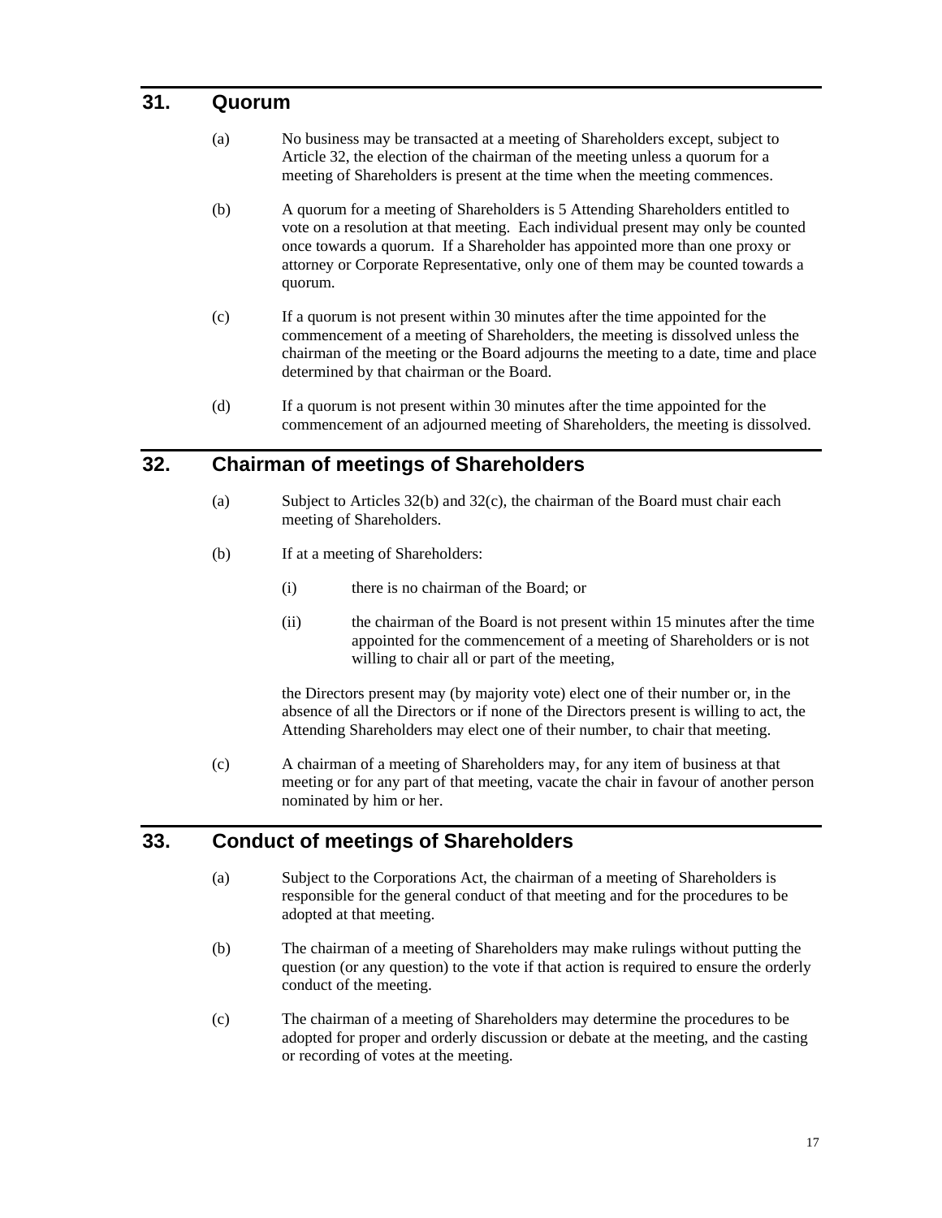## 31. Quorum

(a) No business may be transacted at a meeting of Shareholders except, subject to Article 32, the election of the chairman of the meeting unless a quorum for a meeting of Shareholders is present at the time when the meeting commences.

(b) A quorum for a meeting of Shareholders is 5 Attending Shareholders entitled to vote on a resolution at that meeting. Each individual present may only be counted once towards a quorum. If a Shareholder has appointed more than one proxy or attorney or Corporate Representative, only one of them may be counted towards a quorum.

(c) If a quorum is not present within 30 minutes after the time appointed for the commencement of a meeting of Shareholders, the meeting is dissolved unless the chairman of the meeting or the Board adjourns the meeting to a date, time and place determined by that chairman or the Board.

(d) If a quorum is not present within 30 minutes after the time appointed for the commencement of an adjourned meeting of Shareholders, the meeting is dissolved.

## 32. Chairman of meetings of Shareholders

(a) Subject to Articles 32(b) and 32(c), the chairman of the Board must chair each meeting of Shareholders.

(b) If at a meeting of Shareholders:

(i) there is no chairman of the Board; or

(ii) the chairman of the Board is not present within 15 minutes after the time appointed for the commencement of a meeting of Shareholders or is not willing to chair all or part of the meeting,

the Directors present may (by majority vote) elect one of their number or, in the absence of all the Directors or if none of the Directors present is willing to act, the Attending Shareholders may elect one of their number, to chair that meeting.

(c) A chairman of a meeting of Shareholders may, for any item of business at that meeting or for any part of that meeting, vacate the chair in favour of another person nominated by him or her.

## 33. Conduct of meetings of Shareholders

(a) Subject to the Corporations Act, the chairman of a meeting of Shareholders is responsible for the general conduct of that meeting and for the procedures to be adopted at that meeting.

(b) The chairman of a meeting of Shareholders may make rulings without putting the question (or any question) to the vote if that action is required to ensure the orderly conduct of the meeting.

(c) The chairman of a meeting of Shareholders may determine the procedures to be adopted for proper and orderly discussion or debate at the meeting, and the casting or recording of votes at the meeting.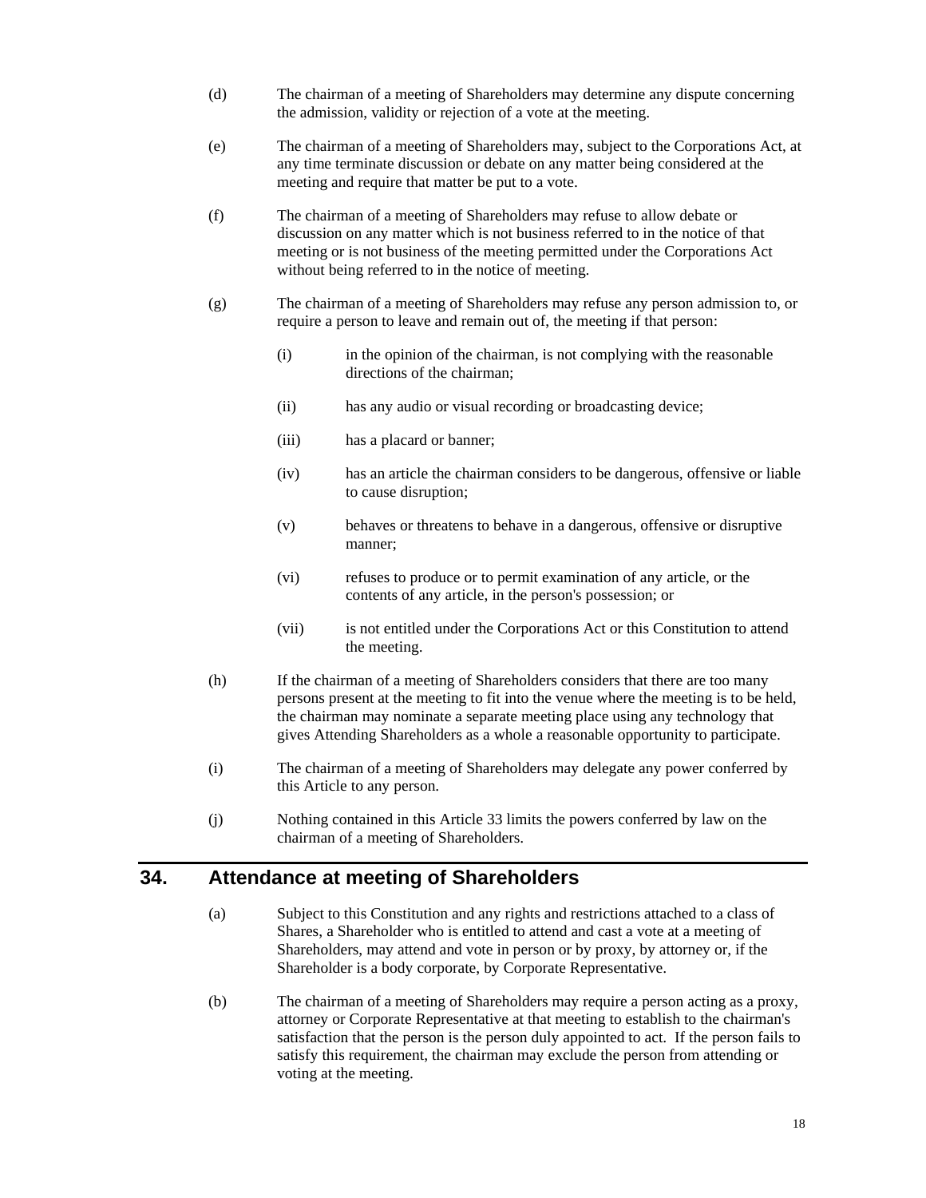(d) The chairman of a meeting of Shareholders may determine any dispute concerning the admission, validity or rejection of a vote at the meeting.

(e) The chairman of a meeting of Shareholders may, subject to the Corporations Act, at any time terminate discussion or debate on any matter being considered at the meeting and require that matter be put to a vote.

(f) The chairman of a meeting of Shareholders may refuse to allow debate or discussion on any matter which is not business referred to in the notice of that meeting or is not business of the meeting permitted under the Corporations Act without being referred to in the notice of meeting.

(g) The chairman of a meeting of Shareholders may refuse any person admission to, or require a person to leave and remain out of, the meeting if that person:

(i) in the opinion of the chairman, is not complying with the reasonable directions of the chairman;

(ii) has any audio or visual recording or broadcasting device;

(iii) has a placard or banner;

(iv) has an article the chairman considers to be dangerous, offensive or liable to cause disruption;

(v) behaves or threatens to behave in a dangerous, offensive or disruptive manner;

(vi) refuses to produce or to permit examination of any article, or the contents of any article, in the person's possession; or

(vii) is not entitled under the Corporations Act or this Constitution to attend the meeting.

(h) If the chairman of a meeting of Shareholders considers that there are too many persons present at the meeting to fit into the venue where the meeting is to be held, the chairman may nominate a separate meeting place using any technology that gives Attending Shareholders as a whole a reasonable opportunity to participate.

(i) The chairman of a meeting of Shareholders may delegate any power conferred by this Article to any person.

(j) Nothing contained in this Article 33 limits the powers conferred by law on the chairman of a meeting of Shareholders.

## 34. Attendance at meeting of Shareholders

(a) Subject to this Constitution and any rights and restrictions attached to a class of Shares, a Shareholder who is entitled to attend and cast a vote at a meeting of Shareholders, may attend and vote in person or by proxy, by attorney or, if the Shareholder is a body corporate, by Corporate Representative.

(b) The chairman of a meeting of Shareholders may require a person acting as a proxy, attorney or Corporate Representative at that meeting to establish to the chairman's satisfaction that the person is the person duly appointed to act. If the person fails to satisfy this requirement, the chairman may exclude the person from attending or voting at the meeting.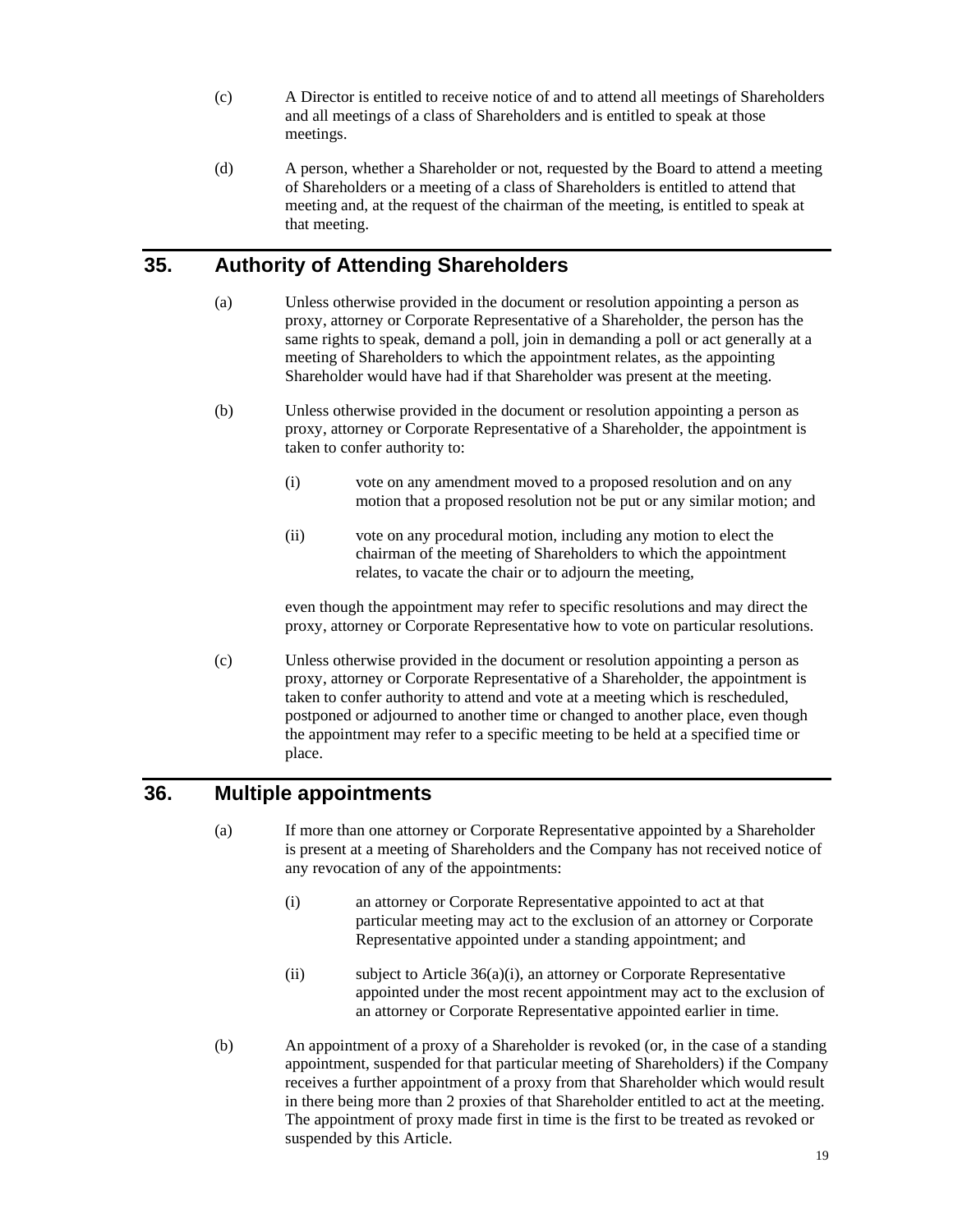(c) A Director is entitled to receive notice of and to attend all meetings of Shareholders and all meetings of a class of Shareholders and is entitled to speak at those meetings.

(d) A person, whether a Shareholder or not, requested by the Board to attend a meeting of Shareholders or a meeting of a class of Shareholders is entitled to attend that meeting and, at the request of the chairman of the meeting, is entitled to speak at that meeting.

## 35. Authority of Attending Shareholders

(a) Unless otherwise provided in the document or resolution appointing a person as proxy, attorney or Corporate Representative of a Shareholder, the person has the same rights to speak, demand a poll, join in demanding a poll or act generally at a meeting of Shareholders to which the appointment relates, as the appointing Shareholder would have had if that Shareholder was present at the meeting.

(b) Unless otherwise provided in the document or resolution appointing a person as proxy, attorney or Corporate Representative of a Shareholder, the appointment is taken to confer authority to:

(i) vote on any amendment moved to a proposed resolution and on any motion that a proposed resolution not be put or any similar motion; and

(ii) vote on any procedural motion, including any motion to elect the chairman of the meeting of Shareholders to which the appointment relates, to vacate the chair or to adjourn the meeting,

even though the appointment may refer to specific resolutions and may direct the proxy, attorney or Corporate Representative how to vote on particular resolutions.

(c) Unless otherwise provided in the document or resolution appointing a person as proxy, attorney or Corporate Representative of a Shareholder, the appointment is taken to confer authority to attend and vote at a meeting which is rescheduled, postponed or adjourned to another time or changed to another place, even though the appointment may refer to a specific meeting to be held at a specified time or place.

## 36. Multiple appointments

(a) If more than one attorney or Corporate Representative appointed by a Shareholder is present at a meeting of Shareholders and the Company has not received notice of any revocation of any of the appointments:

(i) an attorney or Corporate Representative appointed to act at that particular meeting may act to the exclusion of an attorney or Corporate Representative appointed under a standing appointment; and

(ii) subject to Article 36(a)(i), an attorney or Corporate Representative appointed under the most recent appointment may act to the exclusion of an attorney or Corporate Representative appointed earlier in time.

(b) An appointment of a proxy of a Shareholder is revoked (or, in the case of a standing appointment, suspended for that particular meeting of Shareholders) if the Company receives a further appointment of a proxy from that Shareholder which would result in there being more than 2 proxies of that Shareholder entitled to act at the meeting. The appointment of proxy made first in time is the first to be treated as revoked or suspended by this Article.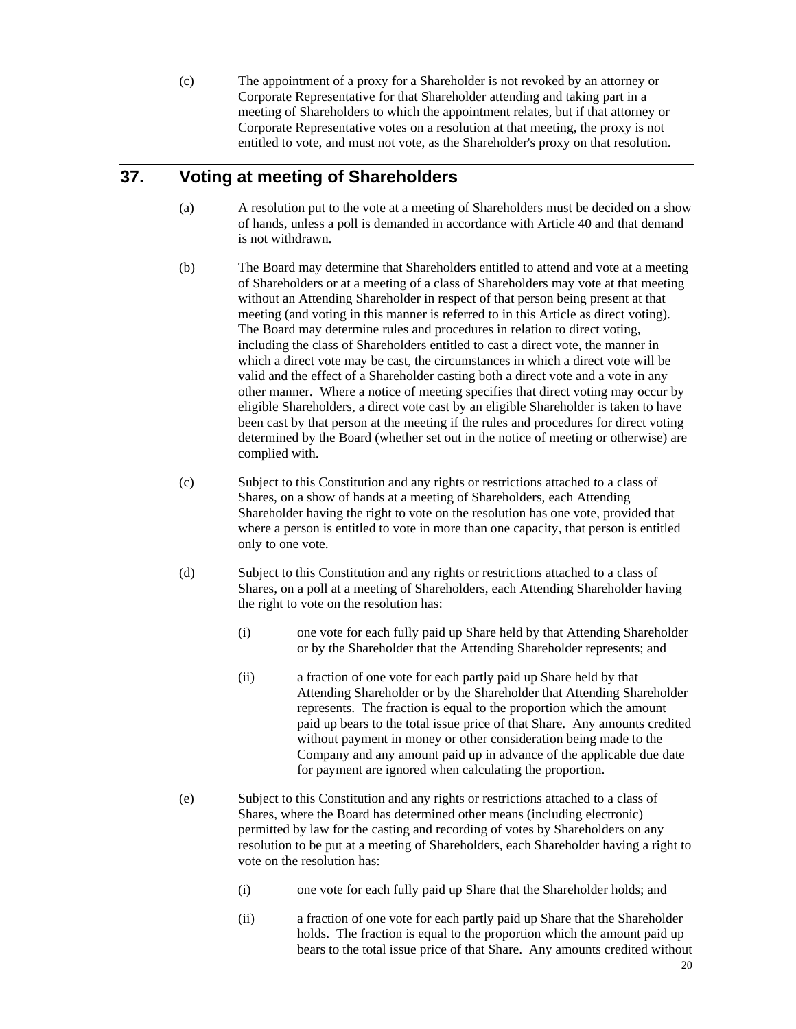(c) The appointment of a proxy for a Shareholder is not revoked by an attorney or Corporate Representative for that Shareholder attending and taking part in a meeting of Shareholders to which the appointment relates, but if that attorney or Corporate Representative votes on a resolution at that meeting, the proxy is not entitled to vote, and must not vote, as the Shareholder's proxy on that resolution.

## 37. Voting at meeting of Shareholders

(a) A resolution put to the vote at a meeting of Shareholders must be decided on a show of hands, unless a poll is demanded in accordance with Article 40 and that demand is not withdrawn.

(b) The Board may determine that Shareholders entitled to attend and vote at a meeting of Shareholders or at a meeting of a class of Shareholders may vote at that meeting without an Attending Shareholder in respect of that person being present at that meeting (and voting in this manner is referred to in this Article as direct voting). The Board may determine rules and procedures in relation to direct voting, including the class of Shareholders entitled to cast a direct vote, the manner in which a direct vote may be cast, the circumstances in which a direct vote will be valid and the effect of a Shareholder casting both a direct vote and a vote in any other manner. Where a notice of meeting specifies that direct voting may occur by eligible Shareholders, a direct vote cast by an eligible Shareholder is taken to have been cast by that person at the meeting if the rules and procedures for direct voting determined by the Board (whether set out in the notice of meeting or otherwise) are complied with.

(c) Subject to this Constitution and any rights or restrictions attached to a class of Shares, on a show of hands at a meeting of Shareholders, each Attending Shareholder having the right to vote on the resolution has one vote, provided that where a person is entitled to vote in more than one capacity, that person is entitled only to one vote.

(d) Subject to this Constitution and any rights or restrictions attached to a class of Shares, on a poll at a meeting of Shareholders, each Attending Shareholder having the right to vote on the resolution has:

(i) one vote for each fully paid up Share held by that Attending Shareholder or by the Shareholder that the Attending Shareholder represents; and

(ii) a fraction of one vote for each partly paid up Share held by that Attending Shareholder or by the Shareholder that Attending Shareholder represents. The fraction is equal to the proportion which the amount paid up bears to the total issue price of that Share. Any amounts credited without payment in money or other consideration being made to the Company and any amount paid up in advance of the applicable due date for payment are ignored when calculating the proportion.

(e) Subject to this Constitution and any rights or restrictions attached to a class of Shares, where the Board has determined other means (including electronic) permitted by law for the casting and recording of votes by Shareholders on any resolution to be put at a meeting of Shareholders, each Shareholder having a right to vote on the resolution has:

(i) one vote for each fully paid up Share that the Shareholder holds; and

(ii) a fraction of one vote for each partly paid up Share that the Shareholder holds. The fraction is equal to the proportion which the amount paid up bears to the total issue price of that Share. Any amounts credited without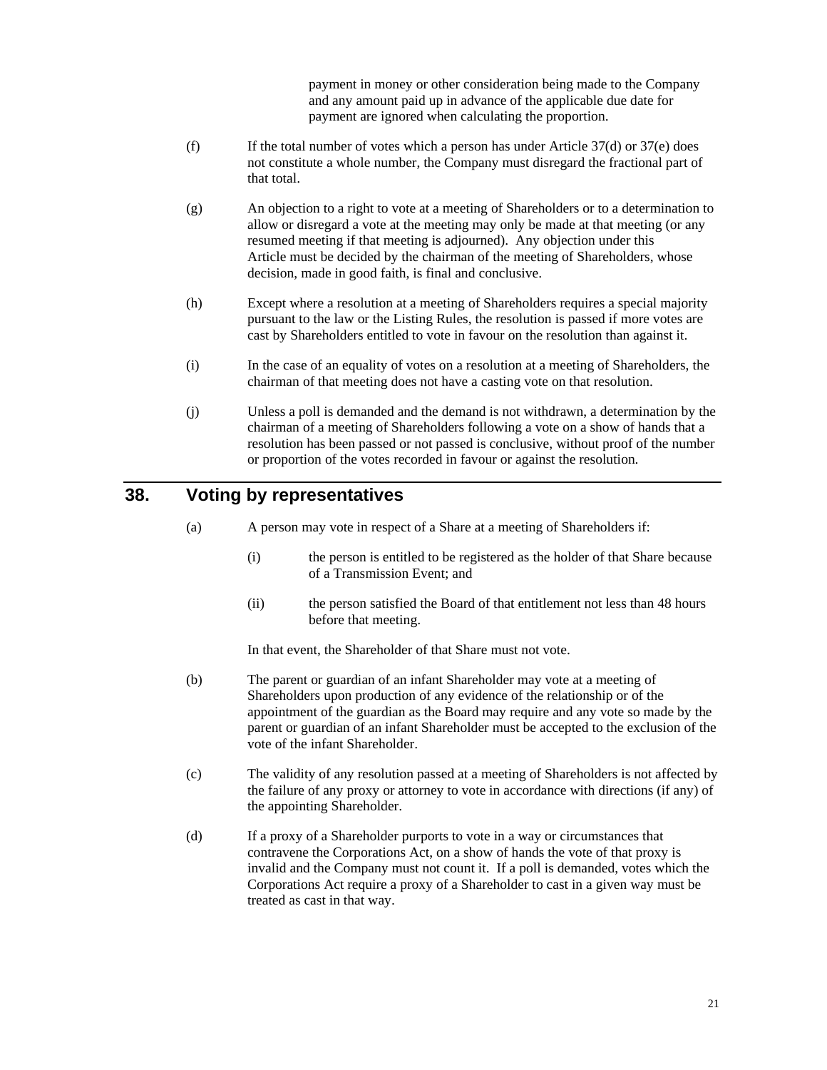payment in money or other consideration being made to the Company and any amount paid up in advance of the applicable due date for payment are ignored when calculating the proportion.

(f) If the total number of votes which a person has under Article 37(d) or 37(e) does not constitute a whole number, the Company must disregard the fractional part of that total.

(g) An objection to a right to vote at a meeting of Shareholders or to a determination to allow or disregard a vote at the meeting may only be made at that meeting (or any resumed meeting if that meeting is adjourned). Any objection under this Article must be decided by the chairman of the meeting of Shareholders, whose decision, made in good faith, is final and conclusive.

(h) Except where a resolution at a meeting of Shareholders requires a special majority pursuant to the law or the Listing Rules, the resolution is passed if more votes are cast by Shareholders entitled to vote in favour on the resolution than against it.

(i) In the case of an equality of votes on a resolution at a meeting of Shareholders, the chairman of that meeting does not have a casting vote on that resolution.

(j) Unless a poll is demanded and the demand is not withdrawn, a determination by the chairman of a meeting of Shareholders following a vote on a show of hands that a resolution has been passed or not passed is conclusive, without proof of the number or proportion of the votes recorded in favour or against the resolution.

## 38. Voting by representatives

(a) A person may vote in respect of a Share at a meeting of Shareholders if:

 (i) the person is entitled to be registered as the holder of that Share because of a Transmission Event; and

 (ii) the person satisfied the Board of that entitlement not less than 48 hours before that meeting.

 In that event, the Shareholder of that Share must not vote.

(b) The parent or guardian of an infant Shareholder may vote at a meeting of Shareholders upon production of any evidence of the relationship or of the appointment of the guardian as the Board may require and any vote so made by the parent or guardian of an infant Shareholder must be accepted to the exclusion of the vote of the infant Shareholder.

(c) The validity of any resolution passed at a meeting of Shareholders is not affected by the failure of any proxy or attorney to vote in accordance with directions (if any) of the appointing Shareholder.

(d) If a proxy of a Shareholder purports to vote in a way or circumstances that contravene the Corporations Act, on a show of hands the vote of that proxy is invalid and the Company must not count it. If a poll is demanded, votes which the Corporations Act require a proxy of a Shareholder to cast in a given way must be treated as cast in that way.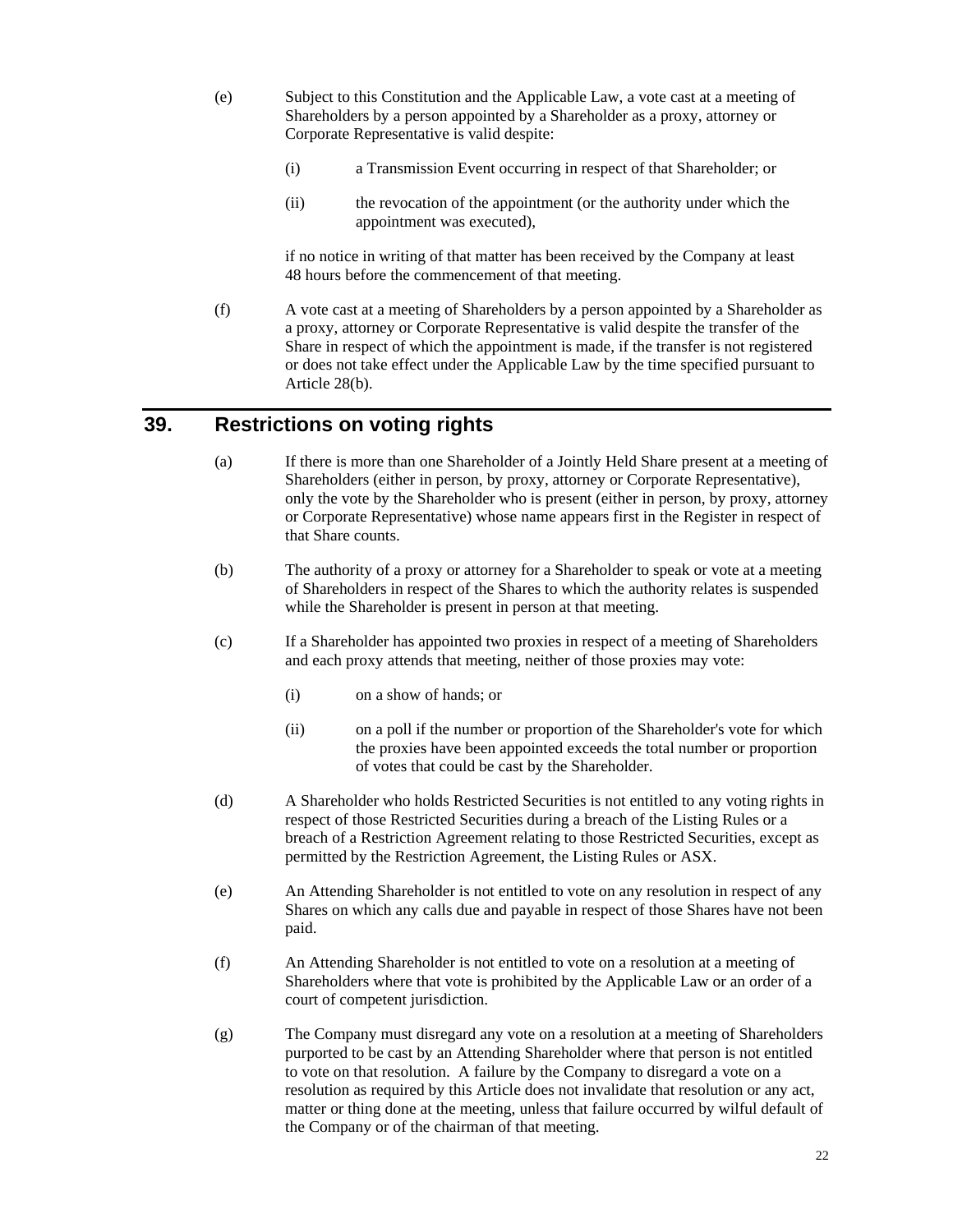(e) Subject to this Constitution and the Applicable Law, a vote cast at a meeting of Shareholders by a person appointed by a Shareholder as a proxy, attorney or Corporate Representative is valid despite:

(i) a Transmission Event occurring in respect of that Shareholder; or

(ii) the revocation of the appointment (or the authority under which the appointment was executed),

if no notice in writing of that matter has been received by the Company at least 48 hours before the commencement of that meeting.

(f) A vote cast at a meeting of Shareholders by a person appointed by a Shareholder as a proxy, attorney or Corporate Representative is valid despite the transfer of the Share in respect of which the appointment is made, if the transfer is not registered or does not take effect under the Applicable Law by the time specified pursuant to Article 28(b).

## 39. Restrictions on voting rights

(a) If there is more than one Shareholder of a Jointly Held Share present at a meeting of Shareholders (either in person, by proxy, attorney or Corporate Representative), only the vote by the Shareholder who is present (either in person, by proxy, attorney or Corporate Representative) whose name appears first in the Register in respect of that Share counts.

(b) The authority of a proxy or attorney for a Shareholder to speak or vote at a meeting of Shareholders in respect of the Shares to which the authority relates is suspended while the Shareholder is present in person at that meeting.

(c) If a Shareholder has appointed two proxies in respect of a meeting of Shareholders and each proxy attends that meeting, neither of those proxies may vote:

(i) on a show of hands; or

(ii) on a poll if the number or proportion of the Shareholder's vote for which the proxies have been appointed exceeds the total number or proportion of votes that could be cast by the Shareholder.

(d) A Shareholder who holds Restricted Securities is not entitled to any voting rights in respect of those Restricted Securities during a breach of the Listing Rules or a breach of a Restriction Agreement relating to those Restricted Securities, except as permitted by the Restriction Agreement, the Listing Rules or ASX.

(e) An Attending Shareholder is not entitled to vote on any resolution in respect of any Shares on which any calls due and payable in respect of those Shares have not been paid.

(f) An Attending Shareholder is not entitled to vote on a resolution at a meeting of Shareholders where that vote is prohibited by the Applicable Law or an order of a court of competent jurisdiction.

(g) The Company must disregard any vote on a resolution at a meeting of Shareholders purported to be cast by an Attending Shareholder where that person is not entitled to vote on that resolution. A failure by the Company to disregard a vote on a resolution as required by this Article does not invalidate that resolution or any act, matter or thing done at the meeting, unless that failure occurred by wilful default of the Company or of the chairman of that meeting.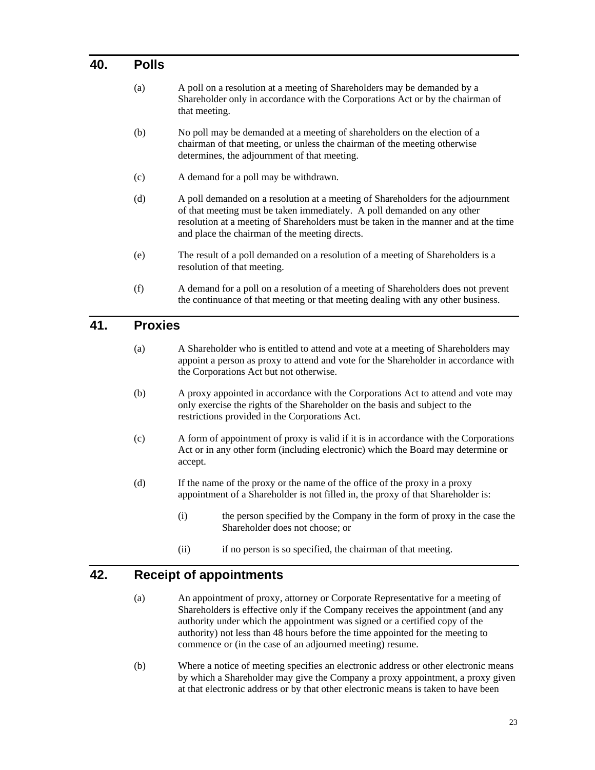## 40. Polls

(a) A poll on a resolution at a meeting of Shareholders may be demanded by a Shareholder only in accordance with the Corporations Act or by the chairman of that meeting.

(b) No poll may be demanded at a meeting of shareholders on the election of a chairman of that meeting, or unless the chairman of the meeting otherwise determines, the adjournment of that meeting.

(c) A demand for a poll may be withdrawn.

(d) A poll demanded on a resolution at a meeting of Shareholders for the adjournment of that meeting must be taken immediately. A poll demanded on any other resolution at a meeting of Shareholders must be taken in the manner and at the time and place the chairman of the meeting directs.

(e) The result of a poll demanded on a resolution of a meeting of Shareholders is a resolution of that meeting.

(f) A demand for a poll on a resolution of a meeting of Shareholders does not prevent the continuance of that meeting or that meeting dealing with any other business.

## 41. Proxies

(a) A Shareholder who is entitled to attend and vote at a meeting of Shareholders may appoint a person as proxy to attend and vote for the Shareholder in accordance with the Corporations Act but not otherwise.

(b) A proxy appointed in accordance with the Corporations Act to attend and vote may only exercise the rights of the Shareholder on the basis and subject to the restrictions provided in the Corporations Act.

(c) A form of appointment of proxy is valid if it is in accordance with the Corporations Act or in any other form (including electronic) which the Board may determine or accept.

(d) If the name of the proxy or the name of the office of the proxy in a proxy appointment of a Shareholder is not filled in, the proxy of that Shareholder is:

   (i) the person specified by the Company in the form of proxy in the case the Shareholder does not choose; or

   (ii) if no person is so specified, the chairman of that meeting.

## 42. Receipt of appointments

(a) An appointment of proxy, attorney or Corporate Representative for a meeting of Shareholders is effective only if the Company receives the appointment (and any authority under which the appointment was signed or a certified copy of the authority) not less than 48 hours before the time appointed for the meeting to commence or (in the case of an adjourned meeting) resume.

(b) Where a notice of meeting specifies an electronic address or other electronic means by which a Shareholder may give the Company a proxy appointment, a proxy given at that electronic address or by that other electronic means is taken to have been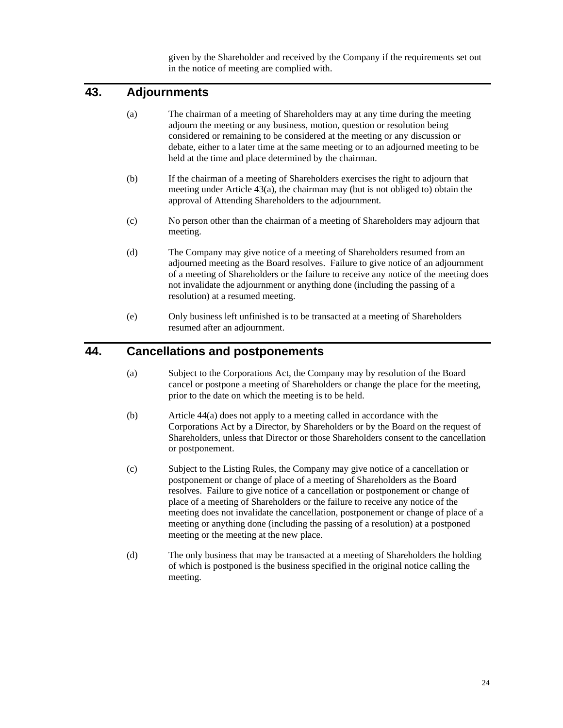given by the Shareholder and received by the Company if the requirements set out in the notice of meeting are complied with.

## 43. Adjournments

(a) The chairman of a meeting of Shareholders may at any time during the meeting adjourn the meeting or any business, motion, question or resolution being considered or remaining to be considered at the meeting or any discussion or debate, either to a later time at the same meeting or to an adjourned meeting to be held at the time and place determined by the chairman.

(b) If the chairman of a meeting of Shareholders exercises the right to adjourn that meeting under Article 43(a), the chairman may (but is not obliged to) obtain the approval of Attending Shareholders to the adjournment.

(c) No person other than the chairman of a meeting of Shareholders may adjourn that meeting.

(d) The Company may give notice of a meeting of Shareholders resumed from an adjourned meeting as the Board resolves. Failure to give notice of an adjournment of a meeting of Shareholders or the failure to receive any notice of the meeting does not invalidate the adjournment or anything done (including the passing of a resolution) at a resumed meeting.

(e) Only business left unfinished is to be transacted at a meeting of Shareholders resumed after an adjournment.

## 44. Cancellations and postponements

(a) Subject to the Corporations Act, the Company may by resolution of the Board cancel or postpone a meeting of Shareholders or change the place for the meeting, prior to the date on which the meeting is to be held.

(b) Article 44(a) does not apply to a meeting called in accordance with the Corporations Act by a Director, by Shareholders or by the Board on the request of Shareholders, unless that Director or those Shareholders consent to the cancellation or postponement.

(c) Subject to the Listing Rules, the Company may give notice of a cancellation or postponement or change of place of a meeting of Shareholders as the Board resolves. Failure to give notice of a cancellation or postponement or change of place of a meeting of Shareholders or the failure to receive any notice of the meeting does not invalidate the cancellation, postponement or change of place of a meeting or anything done (including the passing of a resolution) at a postponed meeting or the meeting at the new place.

(d) The only business that may be transacted at a meeting of Shareholders the holding of which is postponed is the business specified in the original notice calling the meeting.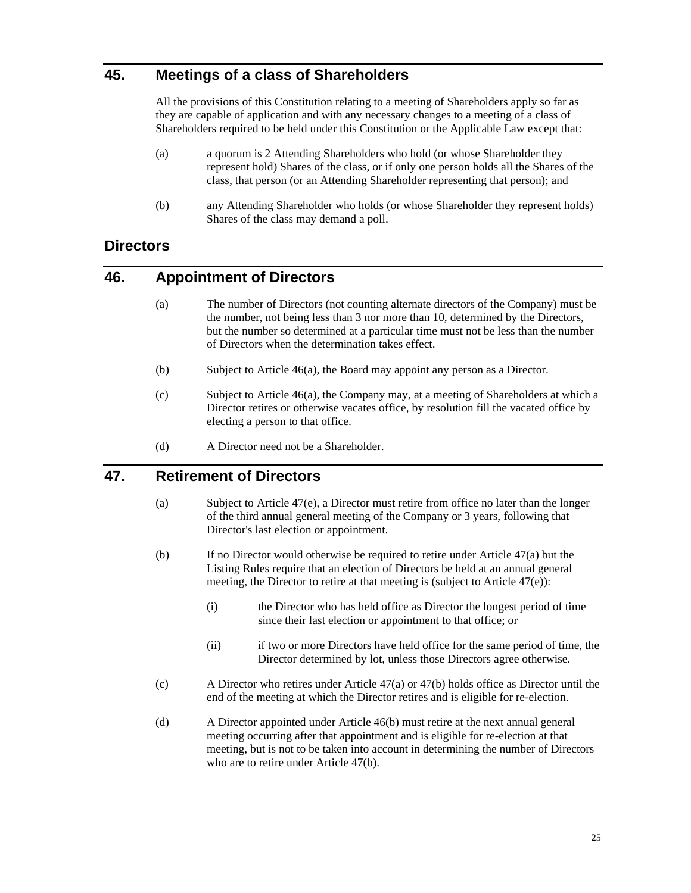## 45. Meetings of a class of Shareholders

All the provisions of this Constitution relating to a meeting of Shareholders apply so far as they are capable of application and with any necessary changes to a meeting of a class of Shareholders required to be held under this Constitution or the Applicable Law except that:

(a) a quorum is 2 Attending Shareholders who hold (or whose Shareholder they represent hold) Shares of the class, or if only one person holds all the Shares of the class, that person (or an Attending Shareholder representing that person); and

(b) any Attending Shareholder who holds (or whose Shareholder they represent holds) Shares of the class may demand a poll.

# Directors

## 46. Appointment of Directors

(a) The number of Directors (not counting alternate directors of the Company) must be the number, not being less than 3 nor more than 10, determined by the Directors, but the number so determined at a particular time must not be less than the number of Directors when the determination takes effect.

(b) Subject to Article 46(a), the Board may appoint any person as a Director.

(c) Subject to Article 46(a), the Company may, at a meeting of Shareholders at which a Director retires or otherwise vacates office, by resolution fill the vacated office by electing a person to that office.

(d) A Director need not be a Shareholder.

## 47. Retirement of Directors

(a) Subject to Article 47(e), a Director must retire from office no later than the longer of the third annual general meeting of the Company or 3 years, following that Director's last election or appointment.

(b) If no Director would otherwise be required to retire under Article 47(a) but the Listing Rules require that an election of Directors be held at an annual general meeting, the Director to retire at that meeting is (subject to Article 47(e)):

   (i) the Director who has held office as Director the longest period of time since their last election or appointment to that office; or

   (ii) if two or more Directors have held office for the same period of time, the Director determined by lot, unless those Directors agree otherwise.

(c) A Director who retires under Article 47(a) or 47(b) holds office as Director until the end of the meeting at which the Director retires and is eligible for re-election.

(d) A Director appointed under Article 46(b) must retire at the next annual general meeting occurring after that appointment and is eligible for re-election at that meeting, but is not to be taken into account in determining the number of Directors who are to retire under Article 47(b).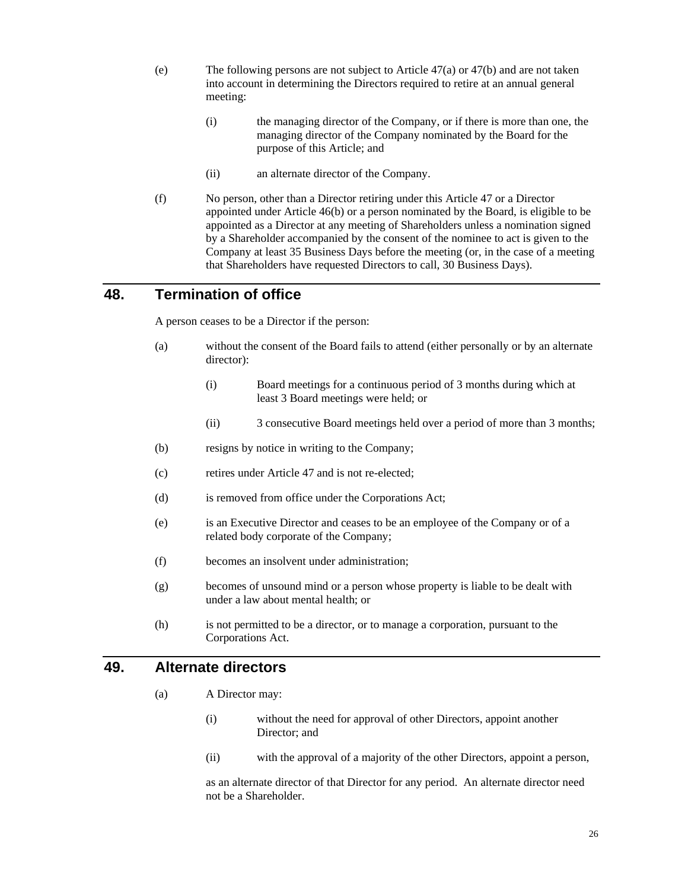(e) The following persons are not subject to Article 47(a) or 47(b) and are not taken into account in determining the Directors required to retire at an annual general meeting:

    (i) the managing director of the Company, or if there is more than one, the managing director of the Company nominated by the Board for the purpose of this Article; and

    (ii) an alternate director of the Company.

(f) No person, other than a Director retiring under this Article 47 or a Director appointed under Article 46(b) or a person nominated by the Board, is eligible to be appointed as a Director at any meeting of Shareholders unless a nomination signed by a Shareholder accompanied by the consent of the nominee to act is given to the Company at least 35 Business Days before the meeting (or, in the case of a meeting that Shareholders have requested Directors to call, 30 Business Days).

## 48. Termination of office

A person ceases to be a Director if the person:

(a) without the consent of the Board fails to attend (either personally or by an alternate director):

    (i) Board meetings for a continuous period of 3 months during which at least 3 Board meetings were held; or

    (ii) 3 consecutive Board meetings held over a period of more than 3 months;

(b) resigns by notice in writing to the Company;

(c) retires under Article 47 and is not re-elected;

(d) is removed from office under the Corporations Act;

(e) is an Executive Director and ceases to be an employee of the Company or of a related body corporate of the Company;

(f) becomes an insolvent under administration;

(g) becomes of unsound mind or a person whose property is liable to be dealt with under a law about mental health; or

(h) is not permitted to be a director, or to manage a corporation, pursuant to the Corporations Act.

## 49. Alternate directors

(a) A Director may:

    (i) without the need for approval of other Directors, appoint another Director; and

    (ii) with the approval of a majority of the other Directors, appoint a person,

    as an alternate director of that Director for any period. An alternate director need not be a Shareholder.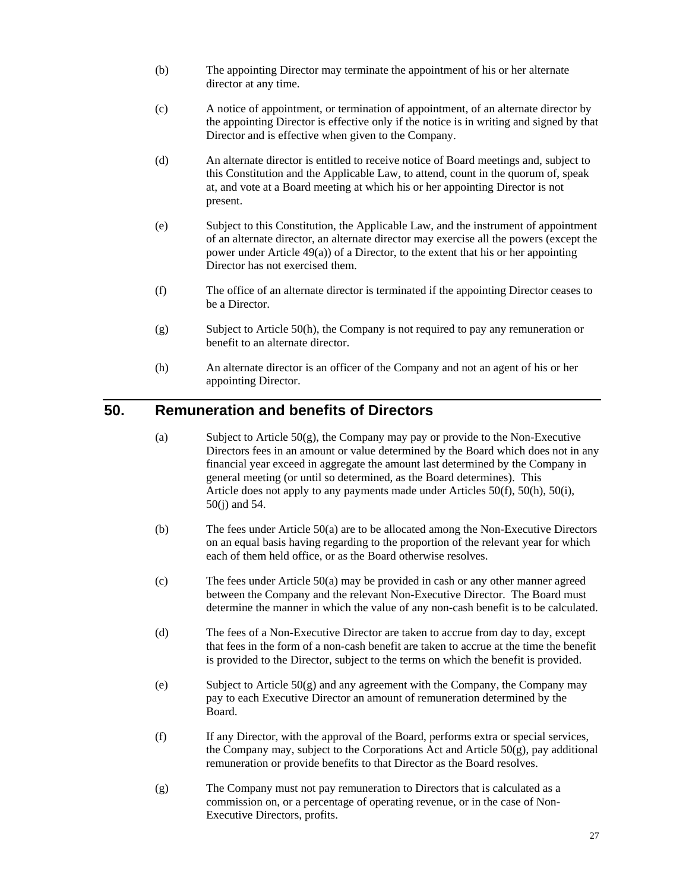(b) The appointing Director may terminate the appointment of his or her alternate director at any time.

(c) A notice of appointment, or termination of appointment, of an alternate director by the appointing Director is effective only if the notice is in writing and signed by that Director and is effective when given to the Company.

(d) An alternate director is entitled to receive notice of Board meetings and, subject to this Constitution and the Applicable Law, to attend, count in the quorum of, speak at, and vote at a Board meeting at which his or her appointing Director is not present.

(e) Subject to this Constitution, the Applicable Law, and the instrument of appointment of an alternate director, an alternate director may exercise all the powers (except the power under Article 49(a)) of a Director, to the extent that his or her appointing Director has not exercised them.

(f) The office of an alternate director is terminated if the appointing Director ceases to be a Director.

(g) Subject to Article 50(h), the Company is not required to pay any remuneration or benefit to an alternate director.

(h) An alternate director is an officer of the Company and not an agent of his or her appointing Director.

## 50. Remuneration and benefits of Directors

(a) Subject to Article 50(g), the Company may pay or provide to the Non-Executive Directors fees in an amount or value determined by the Board which does not in any financial year exceed in aggregate the amount last determined by the Company in general meeting (or until so determined, as the Board determines). This Article does not apply to any payments made under Articles 50(f), 50(h), 50(i), 50(j) and 54.

(b) The fees under Article 50(a) are to be allocated among the Non-Executive Directors on an equal basis having regarding to the proportion of the relevant year for which each of them held office, or as the Board otherwise resolves.

(c) The fees under Article 50(a) may be provided in cash or any other manner agreed between the Company and the relevant Non-Executive Director. The Board must determine the manner in which the value of any non-cash benefit is to be calculated.

(d) The fees of a Non-Executive Director are taken to accrue from day to day, except that fees in the form of a non-cash benefit are taken to accrue at the time the benefit is provided to the Director, subject to the terms on which the benefit is provided.

(e) Subject to Article 50(g) and any agreement with the Company, the Company may pay to each Executive Director an amount of remuneration determined by the Board.

(f) If any Director, with the approval of the Board, performs extra or special services, the Company may, subject to the Corporations Act and Article 50(g), pay additional remuneration or provide benefits to that Director as the Board resolves.

(g) The Company must not pay remuneration to Directors that is calculated as a commission on, or a percentage of operating revenue, or in the case of Non-Executive Directors, profits.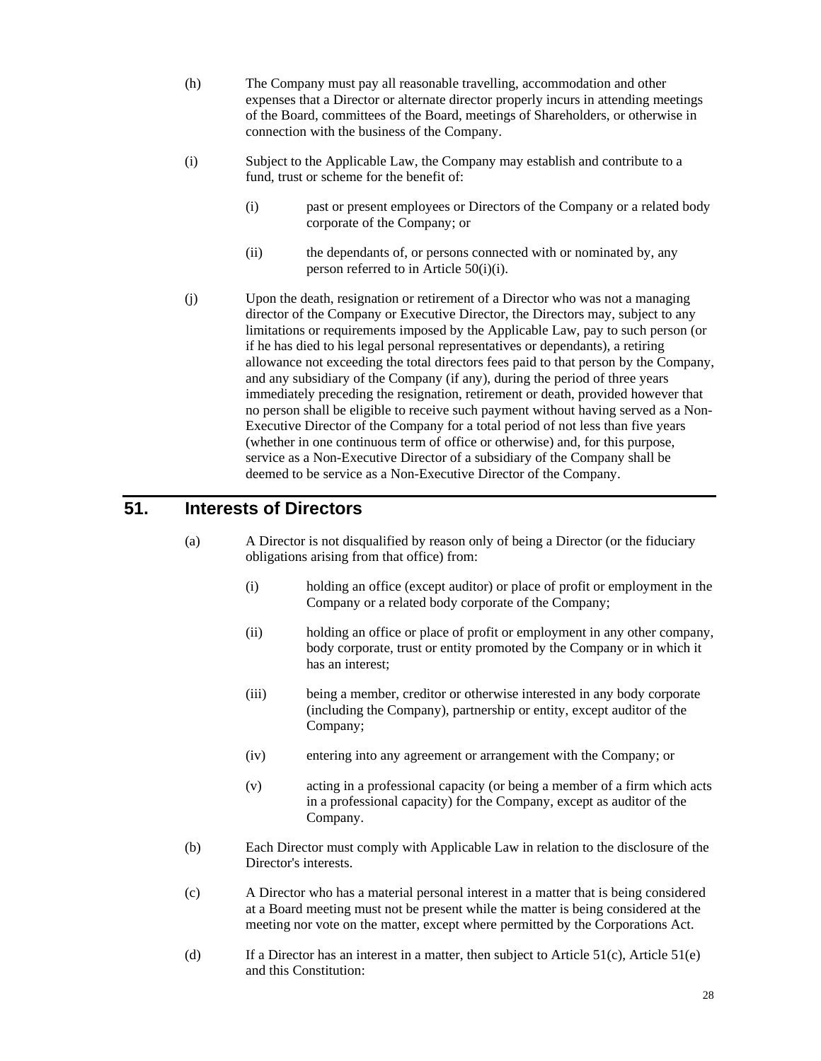(h) The Company must pay all reasonable travelling, accommodation and other expenses that a Director or alternate director properly incurs in attending meetings of the Board, committees of the Board, meetings of Shareholders, or otherwise in connection with the business of the Company.

(i) Subject to the Applicable Law, the Company may establish and contribute to a fund, trust or scheme for the benefit of:

(i) past or present employees or Directors of the Company or a related body corporate of the Company; or

(ii) the dependants of, or persons connected with or nominated by, any person referred to in Article 50(i)(i).

(j) Upon the death, resignation or retirement of a Director who was not a managing director of the Company or Executive Director, the Directors may, subject to any limitations or requirements imposed by the Applicable Law, pay to such person (or if he has died to his legal personal representatives or dependants), a retiring allowance not exceeding the total directors fees paid to that person by the Company, and any subsidiary of the Company (if any), during the period of three years immediately preceding the resignation, retirement or death, provided however that no person shall be eligible to receive such payment without having served as a Non-Executive Director of the Company for a total period of not less than five years (whether in one continuous term of office or otherwise) and, for this purpose, service as a Non-Executive Director of a subsidiary of the Company shall be deemed to be service as a Non-Executive Director of the Company.

## 51. Interests of Directors

(a) A Director is not disqualified by reason only of being a Director (or the fiduciary obligations arising from that office) from:

(i) holding an office (except auditor) or place of profit or employment in the Company or a related body corporate of the Company;

(ii) holding an office or place of profit or employment in any other company, body corporate, trust or entity promoted by the Company or in which it has an interest;

(iii) being a member, creditor or otherwise interested in any body corporate (including the Company), partnership or entity, except auditor of the Company;

(iv) entering into any agreement or arrangement with the Company; or

(v) acting in a professional capacity (or being a member of a firm which acts in a professional capacity) for the Company, except as auditor of the Company.

(b) Each Director must comply with Applicable Law in relation to the disclosure of the Director's interests.

(c) A Director who has a material personal interest in a matter that is being considered at a Board meeting must not be present while the matter is being considered at the meeting nor vote on the matter, except where permitted by the Corporations Act.

(d) If a Director has an interest in a matter, then subject to Article 51(c), Article 51(e) and this Constitution: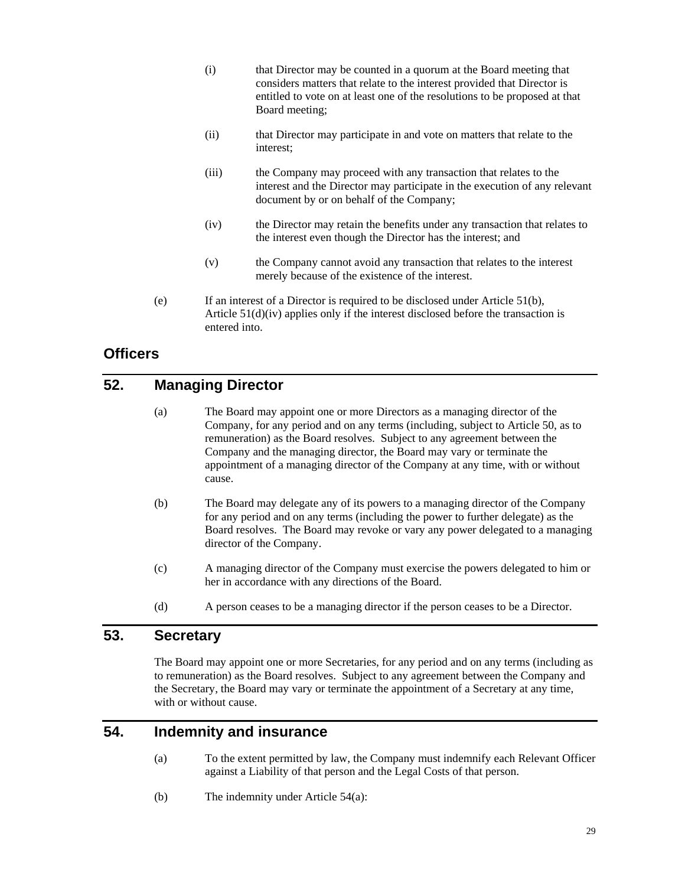(i) that Director may be counted in a quorum at the Board meeting that considers matters that relate to the interest provided that Director is entitled to vote on at least one of the resolutions to be proposed at that Board meeting;

(ii) that Director may participate in and vote on matters that relate to the interest;

(iii) the Company may proceed with any transaction that relates to the interest and the Director may participate in the execution of any relevant document by or on behalf of the Company;

(iv) the Director may retain the benefits under any transaction that relates to the interest even though the Director has the interest; and

(v) the Company cannot avoid any transaction that relates to the interest merely because of the existence of the interest.

(e) If an interest of a Director is required to be disclosed under Article 51(b), Article 51(d)(iv) applies only if the interest disclosed before the transaction is entered into.

# Officers

## 52. Managing Director

(a) The Board may appoint one or more Directors as a managing director of the Company, for any period and on any terms (including, subject to Article 50, as to remuneration) as the Board resolves. Subject to any agreement between the Company and the managing director, the Board may vary or terminate the appointment of a managing director of the Company at any time, with or without cause.

(b) The Board may delegate any of its powers to a managing director of the Company for any period and on any terms (including the power to further delegate) as the Board resolves. The Board may revoke or vary any power delegated to a managing director of the Company.

(c) A managing director of the Company must exercise the powers delegated to him or her in accordance with any directions of the Board.

(d) A person ceases to be a managing director if the person ceases to be a Director.

## 53. Secretary

The Board may appoint one or more Secretaries, for any period and on any terms (including as to remuneration) as the Board resolves. Subject to any agreement between the Company and the Secretary, the Board may vary or terminate the appointment of a Secretary at any time, with or without cause.

## 54. Indemnity and insurance

(a) To the extent permitted by law, the Company must indemnify each Relevant Officer against a Liability of that person and the Legal Costs of that person.

(b) The indemnity under Article 54(a):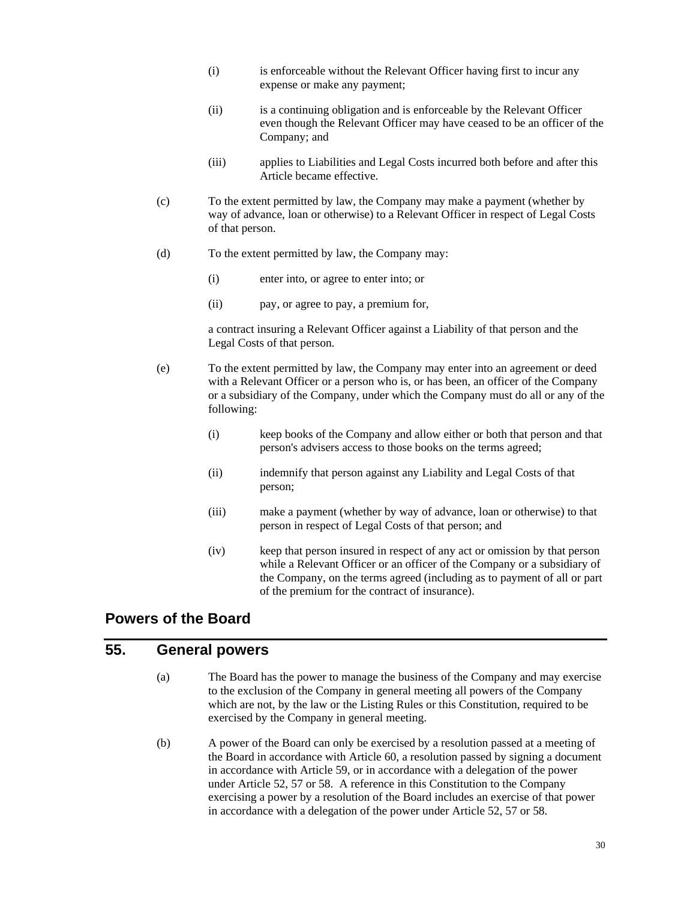(i) is enforceable without the Relevant Officer having first to incur any expense or make any payment;

(ii) is a continuing obligation and is enforceable by the Relevant Officer even though the Relevant Officer may have ceased to be an officer of the Company; and

(iii) applies to Liabilities and Legal Costs incurred both before and after this Article became effective.

(c) To the extent permitted by law, the Company may make a payment (whether by way of advance, loan or otherwise) to a Relevant Officer in respect of Legal Costs of that person.

(d) To the extent permitted by law, the Company may:

(i) enter into, or agree to enter into; or

(ii) pay, or agree to pay, a premium for,

a contract insuring a Relevant Officer against a Liability of that person and the Legal Costs of that person.

(e) To the extent permitted by law, the Company may enter into an agreement or deed with a Relevant Officer or a person who is, or has been, an officer of the Company or a subsidiary of the Company, under which the Company must do all or any of the following:

(i) keep books of the Company and allow either or both that person and that person's advisers access to those books on the terms agreed;

(ii) indemnify that person against any Liability and Legal Costs of that person;

(iii) make a payment (whether by way of advance, loan or otherwise) to that person in respect of Legal Costs of that person; and

(iv) keep that person insured in respect of any act or omission by that person while a Relevant Officer or an officer of the Company or a subsidiary of the Company, on the terms agreed (including as to payment of all or part of the premium for the contract of insurance).

## Powers of the Board

## 55. General powers

(a) The Board has the power to manage the business of the Company and may exercise to the exclusion of the Company in general meeting all powers of the Company which are not, by the law or the Listing Rules or this Constitution, required to be exercised by the Company in general meeting.

(b) A power of the Board can only be exercised by a resolution passed at a meeting of the Board in accordance with Article 60, a resolution passed by signing a document in accordance with Article 59, or in accordance with a delegation of the power under Article 52, 57 or 58. A reference in this Constitution to the Company exercising a power by a resolution of the Board includes an exercise of that power in accordance with a delegation of the power under Article 52, 57 or 58.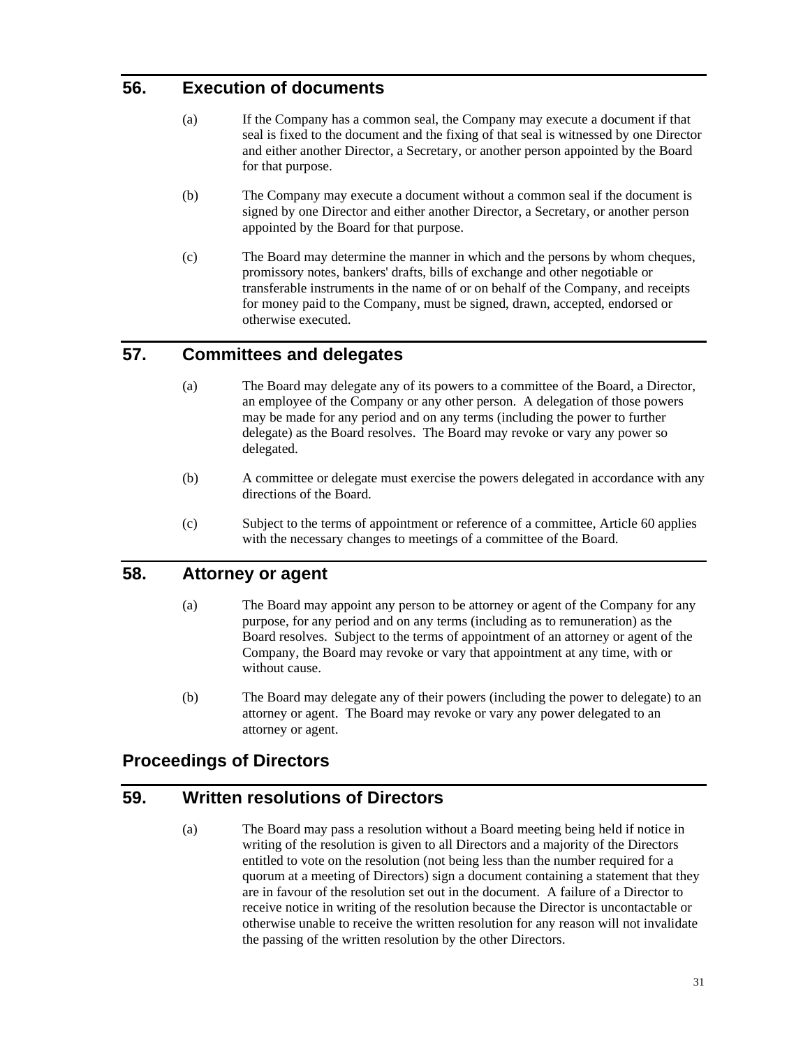## 56. Execution of documents

(a) If the Company has a common seal, the Company may execute a document if that seal is fixed to the document and the fixing of that seal is witnessed by one Director and either another Director, a Secretary, or another person appointed by the Board for that purpose.

(b) The Company may execute a document without a common seal if the document is signed by one Director and either another Director, a Secretary, or another person appointed by the Board for that purpose.

(c) The Board may determine the manner in which and the persons by whom cheques, promissory notes, bankers' drafts, bills of exchange and other negotiable or transferable instruments in the name of or on behalf of the Company, and receipts for money paid to the Company, must be signed, drawn, accepted, endorsed or otherwise executed.

## 57. Committees and delegates

(a) The Board may delegate any of its powers to a committee of the Board, a Director, an employee of the Company or any other person. A delegation of those powers may be made for any period and on any terms (including the power to further delegate) as the Board resolves. The Board may revoke or vary any power so delegated.

(b) A committee or delegate must exercise the powers delegated in accordance with any directions of the Board.

(c) Subject to the terms of appointment or reference of a committee, Article 60 applies with the necessary changes to meetings of a committee of the Board.

## 58. Attorney or agent

(a) The Board may appoint any person to be attorney or agent of the Company for any purpose, for any period and on any terms (including as to remuneration) as the Board resolves. Subject to the terms of appointment of an attorney or agent of the Company, the Board may revoke or vary that appointment at any time, with or without cause.

(b) The Board may delegate any of their powers (including the power to delegate) to an attorney or agent. The Board may revoke or vary any power delegated to an attorney or agent.

# Proceedings of Directors

## 59. Written resolutions of Directors

(a) The Board may pass a resolution without a Board meeting being held if notice in writing of the resolution is given to all Directors and a majority of the Directors entitled to vote on the resolution (not being less than the number required for a quorum at a meeting of Directors) sign a document containing a statement that they are in favour of the resolution set out in the document. A failure of a Director to receive notice in writing of the resolution because the Director is uncontactable or otherwise unable to receive the written resolution for any reason will not invalidate the passing of the written resolution by the other Directors.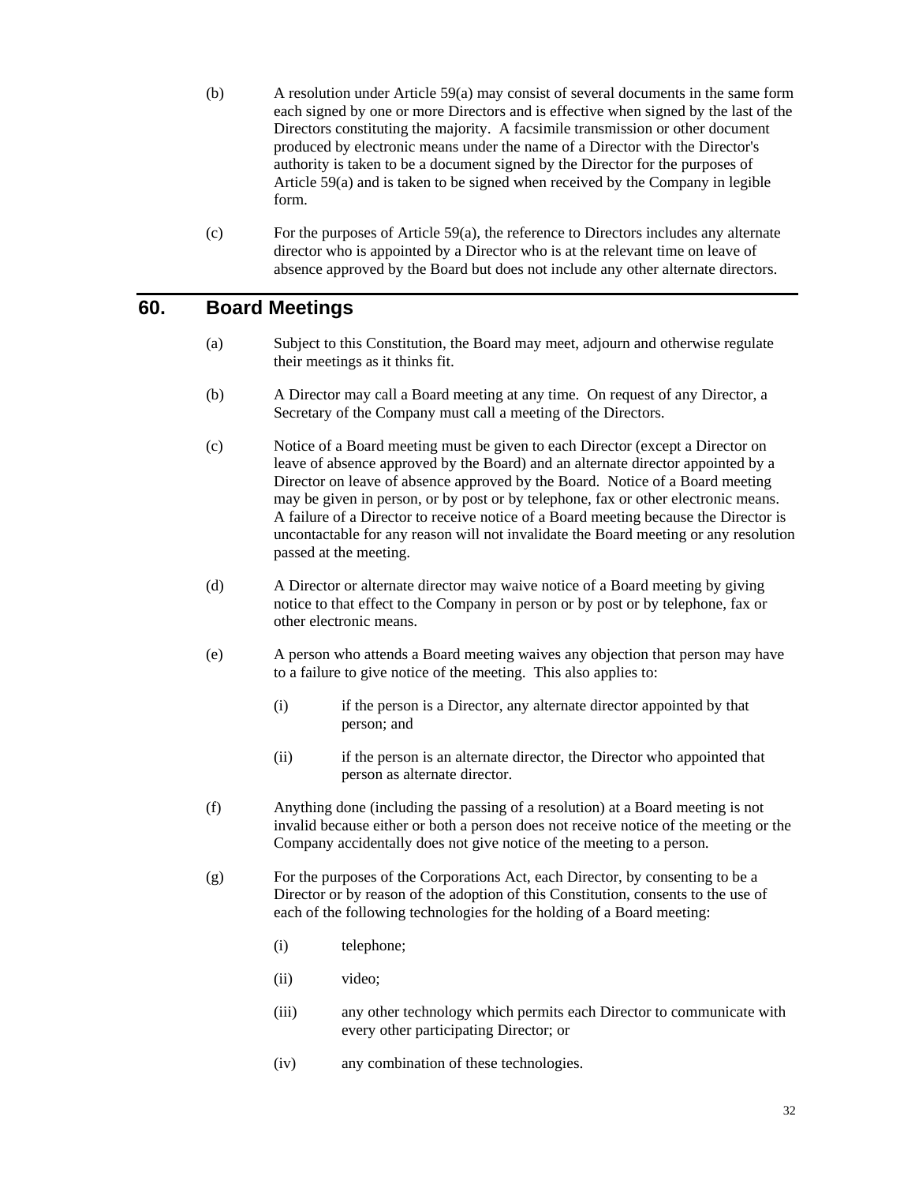(b) A resolution under Article 59(a) may consist of several documents in the same form each signed by one or more Directors and is effective when signed by the last of the Directors constituting the majority. A facsimile transmission or other document produced by electronic means under the name of a Director with the Director's authority is taken to be a document signed by the Director for the purposes of Article 59(a) and is taken to be signed when received by the Company in legible form.

(c) For the purposes of Article 59(a), the reference to Directors includes any alternate director who is appointed by a Director who is at the relevant time on leave of absence approved by the Board but does not include any other alternate directors.

## 60. Board Meetings

(a) Subject to this Constitution, the Board may meet, adjourn and otherwise regulate their meetings as it thinks fit.

(b) A Director may call a Board meeting at any time. On request of any Director, a Secretary of the Company must call a meeting of the Directors.

(c) Notice of a Board meeting must be given to each Director (except a Director on leave of absence approved by the Board) and an alternate director appointed by a Director on leave of absence approved by the Board. Notice of a Board meeting may be given in person, or by post or by telephone, fax or other electronic means. A failure of a Director to receive notice of a Board meeting because the Director is uncontactable for any reason will not invalidate the Board meeting or any resolution passed at the meeting.

(d) A Director or alternate director may waive notice of a Board meeting by giving notice to that effect to the Company in person or by post or by telephone, fax or other electronic means.

(e) A person who attends a Board meeting waives any objection that person may have to a failure to give notice of the meeting. This also applies to:

  (i) if the person is a Director, any alternate director appointed by that person; and

  (ii) if the person is an alternate director, the Director who appointed that person as alternate director.

(f) Anything done (including the passing of a resolution) at a Board meeting is not invalid because either or both a person does not receive notice of the meeting or the Company accidentally does not give notice of the meeting to a person.

(g) For the purposes of the Corporations Act, each Director, by consenting to be a Director or by reason of the adoption of this Constitution, consents to the use of each of the following technologies for the holding of a Board meeting:

  (i) telephone;

  (ii) video;

  (iii) any other technology which permits each Director to communicate with every other participating Director; or

  (iv) any combination of these technologies.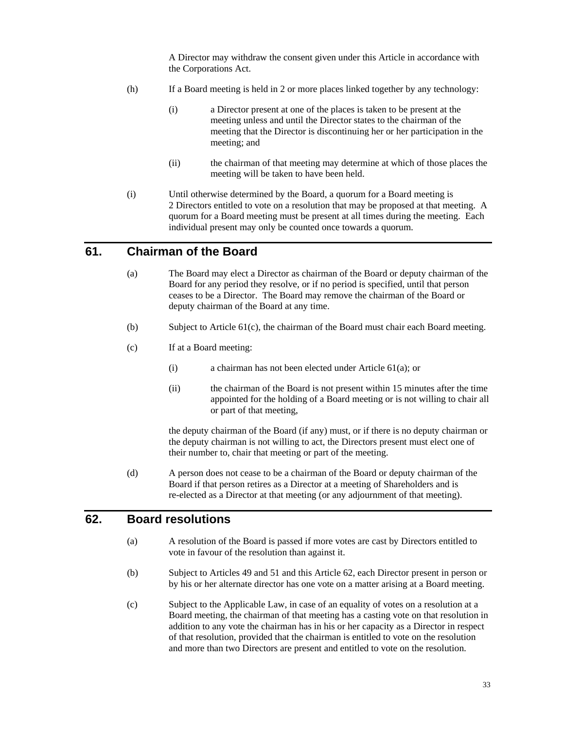A Director may withdraw the consent given under this Article in accordance with the Corporations Act.

(h) If a Board meeting is held in 2 or more places linked together by any technology:

(i) a Director present at one of the places is taken to be present at the meeting unless and until the Director states to the chairman of the meeting that the Director is discontinuing her or her participation in the meeting; and

(ii) the chairman of that meeting may determine at which of those places the meeting will be taken to have been held.

(i) Until otherwise determined by the Board, a quorum for a Board meeting is 2 Directors entitled to vote on a resolution that may be proposed at that meeting. A quorum for a Board meeting must be present at all times during the meeting. Each individual present may only be counted once towards a quorum.

## 61. Chairman of the Board

(a) The Board may elect a Director as chairman of the Board or deputy chairman of the Board for any period they resolve, or if no period is specified, until that person ceases to be a Director. The Board may remove the chairman of the Board or deputy chairman of the Board at any time.

(b) Subject to Article 61(c), the chairman of the Board must chair each Board meeting.

(c) If at a Board meeting:

(i) a chairman has not been elected under Article 61(a); or

(ii) the chairman of the Board is not present within 15 minutes after the time appointed for the holding of a Board meeting or is not willing to chair all or part of that meeting,

the deputy chairman of the Board (if any) must, or if there is no deputy chairman or the deputy chairman is not willing to act, the Directors present must elect one of their number to, chair that meeting or part of the meeting.

(d) A person does not cease to be a chairman of the Board or deputy chairman of the Board if that person retires as a Director at a meeting of Shareholders and is re-elected as a Director at that meeting (or any adjournment of that meeting).

## 62. Board resolutions

(a) A resolution of the Board is passed if more votes are cast by Directors entitled to vote in favour of the resolution than against it.

(b) Subject to Articles 49 and 51 and this Article 62, each Director present in person or by his or her alternate director has one vote on a matter arising at a Board meeting.

(c) Subject to the Applicable Law, in case of an equality of votes on a resolution at a Board meeting, the chairman of that meeting has a casting vote on that resolution in addition to any vote the chairman has in his or her capacity as a Director in respect of that resolution, provided that the chairman is entitled to vote on the resolution and more than two Directors are present and entitled to vote on the resolution.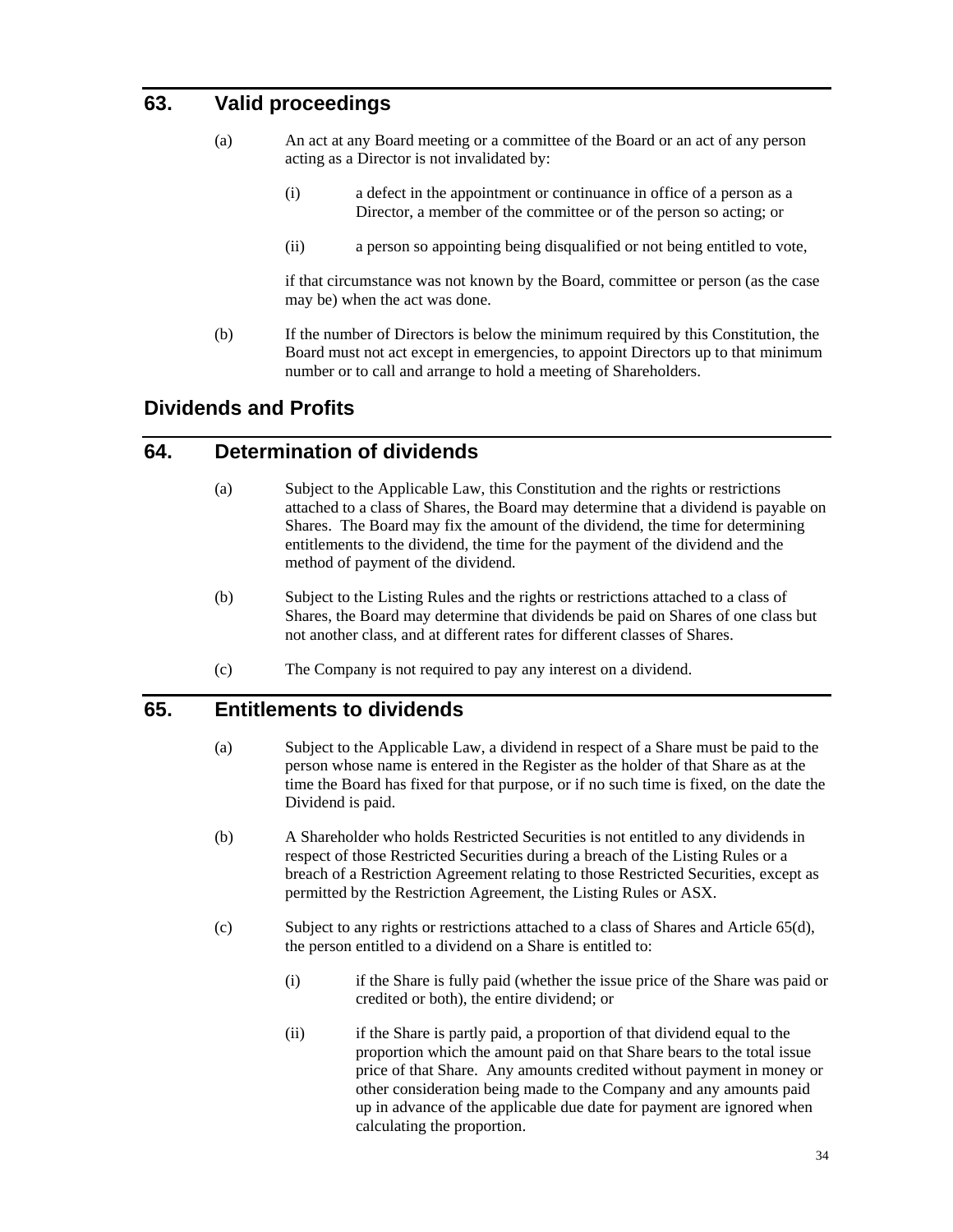## 63. Valid proceedings

(a) An act at any Board meeting or a committee of the Board or an act of any person acting as a Director is not invalidated by:

(i) a defect in the appointment or continuance in office of a person as a Director, a member of the committee or of the person so acting; or

(ii) a person so appointing being disqualified or not being entitled to vote,

if that circumstance was not known by the Board, committee or person (as the case may be) when the act was done.

(b) If the number of Directors is below the minimum required by this Constitution, the Board must not act except in emergencies, to appoint Directors up to that minimum number or to call and arrange to hold a meeting of Shareholders.

# Dividends and Profits

## 64. Determination of dividends

(a) Subject to the Applicable Law, this Constitution and the rights or restrictions attached to a class of Shares, the Board may determine that a dividend is payable on Shares. The Board may fix the amount of the dividend, the time for determining entitlements to the dividend, the time for the payment of the dividend and the method of payment of the dividend.

(b) Subject to the Listing Rules and the rights or restrictions attached to a class of Shares, the Board may determine that dividends be paid on Shares of one class but not another class, and at different rates for different classes of Shares.

(c) The Company is not required to pay any interest on a dividend.

## 65. Entitlements to dividends

(a) Subject to the Applicable Law, a dividend in respect of a Share must be paid to the person whose name is entered in the Register as the holder of that Share as at the time the Board has fixed for that purpose, or if no such time is fixed, on the date the Dividend is paid.

(b) A Shareholder who holds Restricted Securities is not entitled to any dividends in respect of those Restricted Securities during a breach of the Listing Rules or a breach of a Restriction Agreement relating to those Restricted Securities, except as permitted by the Restriction Agreement, the Listing Rules or ASX.

(c) Subject to any rights or restrictions attached to a class of Shares and Article 65(d), the person entitled to a dividend on a Share is entitled to:

(i) if the Share is fully paid (whether the issue price of the Share was paid or credited or both), the entire dividend; or

(ii) if the Share is partly paid, a proportion of that dividend equal to the proportion which the amount paid on that Share bears to the total issue price of that Share. Any amounts credited without payment in money or other consideration being made to the Company and any amounts paid up in advance of the applicable due date for payment are ignored when calculating the proportion.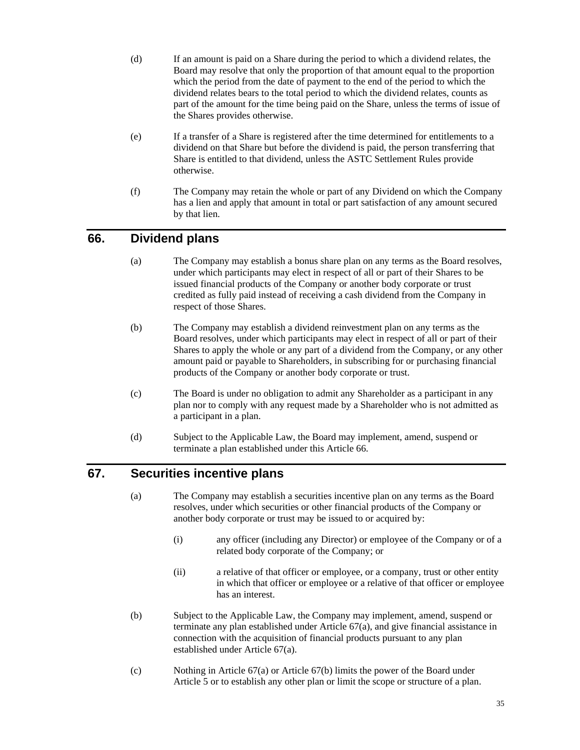(d) If an amount is paid on a Share during the period to which a dividend relates, the Board may resolve that only the proportion of that amount equal to the proportion which the period from the date of payment to the end of the period to which the dividend relates bears to the total period to which the dividend relates, counts as part of the amount for the time being paid on the Share, unless the terms of issue of the Shares provides otherwise.

(e) If a transfer of a Share is registered after the time determined for entitlements to a dividend on that Share but before the dividend is paid, the person transferring that Share is entitled to that dividend, unless the ASTC Settlement Rules provide otherwise.

(f) The Company may retain the whole or part of any Dividend on which the Company has a lien and apply that amount in total or part satisfaction of any amount secured by that lien.

## 66. Dividend plans

(a) The Company may establish a bonus share plan on any terms as the Board resolves, under which participants may elect in respect of all or part of their Shares to be issued financial products of the Company or another body corporate or trust credited as fully paid instead of receiving a cash dividend from the Company in respect of those Shares.

(b) The Company may establish a dividend reinvestment plan on any terms as the Board resolves, under which participants may elect in respect of all or part of their Shares to apply the whole or any part of a dividend from the Company, or any other amount paid or payable to Shareholders, in subscribing for or purchasing financial products of the Company or another body corporate or trust.

(c) The Board is under no obligation to admit any Shareholder as a participant in any plan nor to comply with any request made by a Shareholder who is not admitted as a participant in a plan.

(d) Subject to the Applicable Law, the Board may implement, amend, suspend or terminate a plan established under this Article 66.

## 67. Securities incentive plans

(a) The Company may establish a securities incentive plan on any terms as the Board resolves, under which securities or other financial products of the Company or another body corporate or trust may be issued to or acquired by:

(i) any officer (including any Director) or employee of the Company or of a related body corporate of the Company; or

(ii) a relative of that officer or employee, or a company, trust or other entity in which that officer or employee or a relative of that officer or employee has an interest.

(b) Subject to the Applicable Law, the Company may implement, amend, suspend or terminate any plan established under Article 67(a), and give financial assistance in connection with the acquisition of financial products pursuant to any plan established under Article 67(a).

(c) Nothing in Article 67(a) or Article 67(b) limits the power of the Board under Article 5 or to establish any other plan or limit the scope or structure of a plan.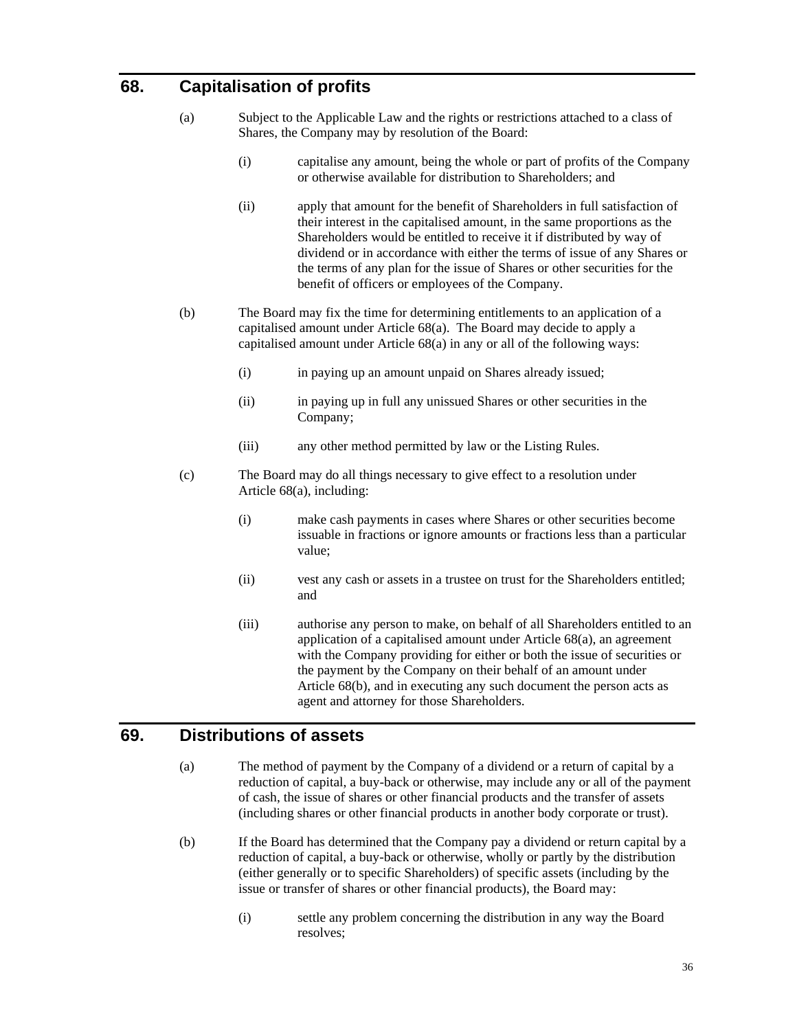## 68. Capitalisation of profits

(a) Subject to the Applicable Law and the rights or restrictions attached to a class of Shares, the Company may by resolution of the Board:

(i) capitalise any amount, being the whole or part of profits of the Company or otherwise available for distribution to Shareholders; and

(ii) apply that amount for the benefit of Shareholders in full satisfaction of their interest in the capitalised amount, in the same proportions as the Shareholders would be entitled to receive it if distributed by way of dividend or in accordance with either the terms of issue of any Shares or the terms of any plan for the issue of Shares or other securities for the benefit of officers or employees of the Company.

(b) The Board may fix the time for determining entitlements to an application of a capitalised amount under Article 68(a). The Board may decide to apply a capitalised amount under Article 68(a) in any or all of the following ways:

(i) in paying up an amount unpaid on Shares already issued;

(ii) in paying up in full any unissued Shares or other securities in the Company;

(iii) any other method permitted by law or the Listing Rules.

(c) The Board may do all things necessary to give effect to a resolution under Article 68(a), including:

(i) make cash payments in cases where Shares or other securities become issuable in fractions or ignore amounts or fractions less than a particular value;

(ii) vest any cash or assets in a trustee on trust for the Shareholders entitled; and

(iii) authorise any person to make, on behalf of all Shareholders entitled to an application of a capitalised amount under Article 68(a), an agreement with the Company providing for either or both the issue of securities or the payment by the Company on their behalf of an amount under Article 68(b), and in executing any such document the person acts as agent and attorney for those Shareholders.

## 69. Distributions of assets

(a) The method of payment by the Company of a dividend or a return of capital by a reduction of capital, a buy-back or otherwise, may include any or all of the payment of cash, the issue of shares or other financial products and the transfer of assets (including shares or other financial products in another body corporate or trust).

(b) If the Board has determined that the Company pay a dividend or return capital by a reduction of capital, a buy-back or otherwise, wholly or partly by the distribution (either generally or to specific Shareholders) of specific assets (including by the issue or transfer of shares or other financial products), the Board may:

(i) settle any problem concerning the distribution in any way the Board resolves;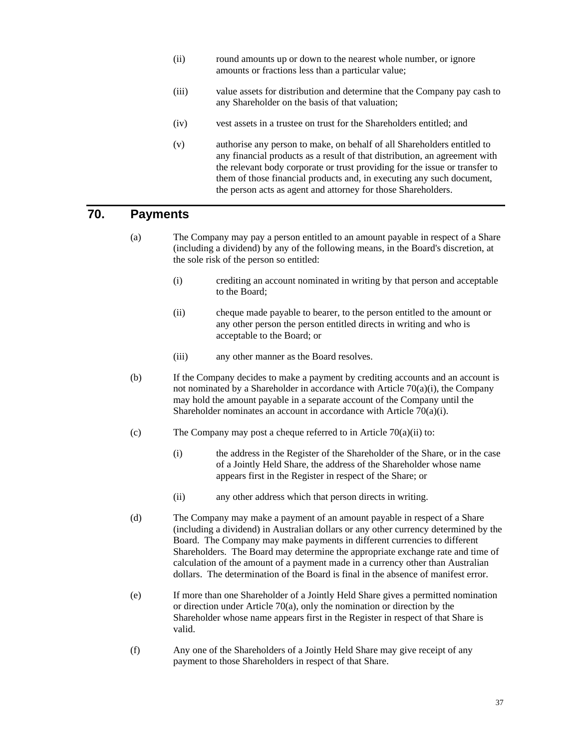(ii) round amounts up or down to the nearest whole number, or ignore amounts or fractions less than a particular value;

(iii) value assets for distribution and determine that the Company pay cash to any Shareholder on the basis of that valuation;

(iv) vest assets in a trustee on trust for the Shareholders entitled; and

(v) authorise any person to make, on behalf of all Shareholders entitled to any financial products as a result of that distribution, an agreement with the relevant body corporate or trust providing for the issue or transfer to them of those financial products and, in executing any such document, the person acts as agent and attorney for those Shareholders.

## 70. Payments

(a) The Company may pay a person entitled to an amount payable in respect of a Share (including a dividend) by any of the following means, in the Board's discretion, at the sole risk of the person so entitled:

(i) crediting an account nominated in writing by that person and acceptable to the Board;

(ii) cheque made payable to bearer, to the person entitled to the amount or any other person the person entitled directs in writing and who is acceptable to the Board; or

(iii) any other manner as the Board resolves.

(b) If the Company decides to make a payment by crediting accounts and an account is not nominated by a Shareholder in accordance with Article 70(a)(i), the Company may hold the amount payable in a separate account of the Company until the Shareholder nominates an account in accordance with Article 70(a)(i).

(c) The Company may post a cheque referred to in Article 70(a)(ii) to:

(i) the address in the Register of the Shareholder of the Share, or in the case of a Jointly Held Share, the address of the Shareholder whose name appears first in the Register in respect of the Share; or

(ii) any other address which that person directs in writing.

(d) The Company may make a payment of an amount payable in respect of a Share (including a dividend) in Australian dollars or any other currency determined by the Board. The Company may make payments in different currencies to different Shareholders. The Board may determine the appropriate exchange rate and time of calculation of the amount of a payment made in a currency other than Australian dollars. The determination of the Board is final in the absence of manifest error.

(e) If more than one Shareholder of a Jointly Held Share gives a permitted nomination or direction under Article 70(a), only the nomination or direction by the Shareholder whose name appears first in the Register in respect of that Share is valid.

(f) Any one of the Shareholders of a Jointly Held Share may give receipt of any payment to those Shareholders in respect of that Share.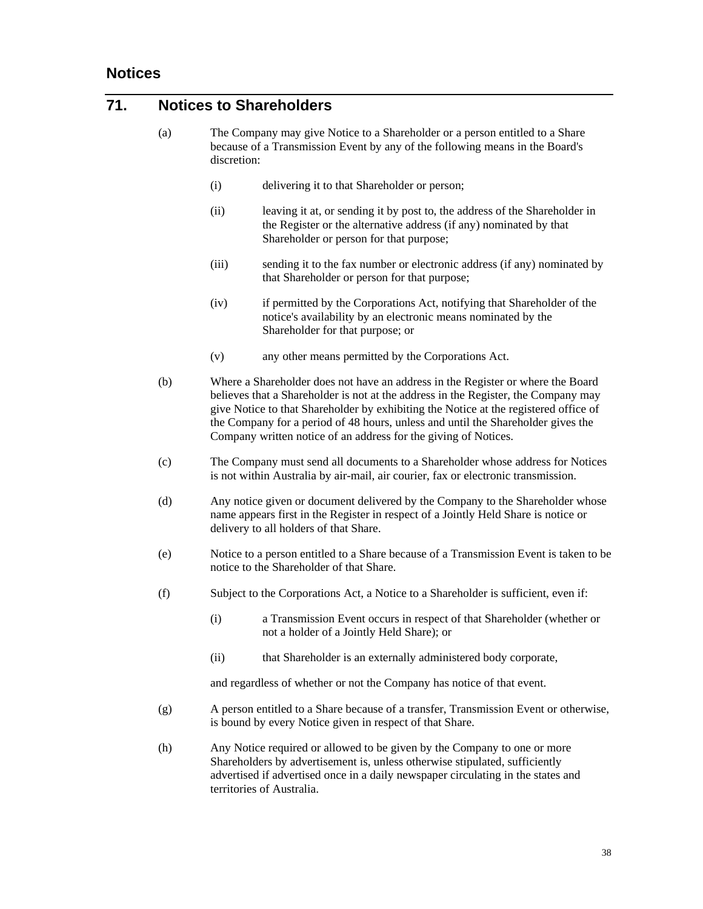## Notices

## 71. Notices to Shareholders

(a) The Company may give Notice to a Shareholder or a person entitled to a Share because of a Transmission Event by any of the following means in the Board's discretion:

 (i) delivering it to that Shareholder or person;

 (ii) leaving it at, or sending it by post to, the address of the Shareholder in the Register or the alternative address (if any) nominated by that Shareholder or person for that purpose;

 (iii) sending it to the fax number or electronic address (if any) nominated by that Shareholder or person for that purpose;

 (iv) if permitted by the Corporations Act, notifying that Shareholder of the notice's availability by an electronic means nominated by the Shareholder for that purpose; or

 (v) any other means permitted by the Corporations Act.

(b) Where a Shareholder does not have an address in the Register or where the Board believes that a Shareholder is not at the address in the Register, the Company may give Notice to that Shareholder by exhibiting the Notice at the registered office of the Company for a period of 48 hours, unless and until the Shareholder gives the Company written notice of an address for the giving of Notices.

(c) The Company must send all documents to a Shareholder whose address for Notices is not within Australia by air-mail, air courier, fax or electronic transmission.

(d) Any notice given or document delivered by the Company to the Shareholder whose name appears first in the Register in respect of a Jointly Held Share is notice or delivery to all holders of that Share.

(e) Notice to a person entitled to a Share because of a Transmission Event is taken to be notice to the Shareholder of that Share.

(f) Subject to the Corporations Act, a Notice to a Shareholder is sufficient, even if:

 (i) a Transmission Event occurs in respect of that Shareholder (whether or not a holder of a Jointly Held Share); or

 (ii) that Shareholder is an externally administered body corporate,

 and regardless of whether or not the Company has notice of that event.

(g) A person entitled to a Share because of a transfer, Transmission Event or otherwise, is bound by every Notice given in respect of that Share.

(h) Any Notice required or allowed to be given by the Company to one or more Shareholders by advertisement is, unless otherwise stipulated, sufficiently advertised if advertised once in a daily newspaper circulating in the states and territories of Australia.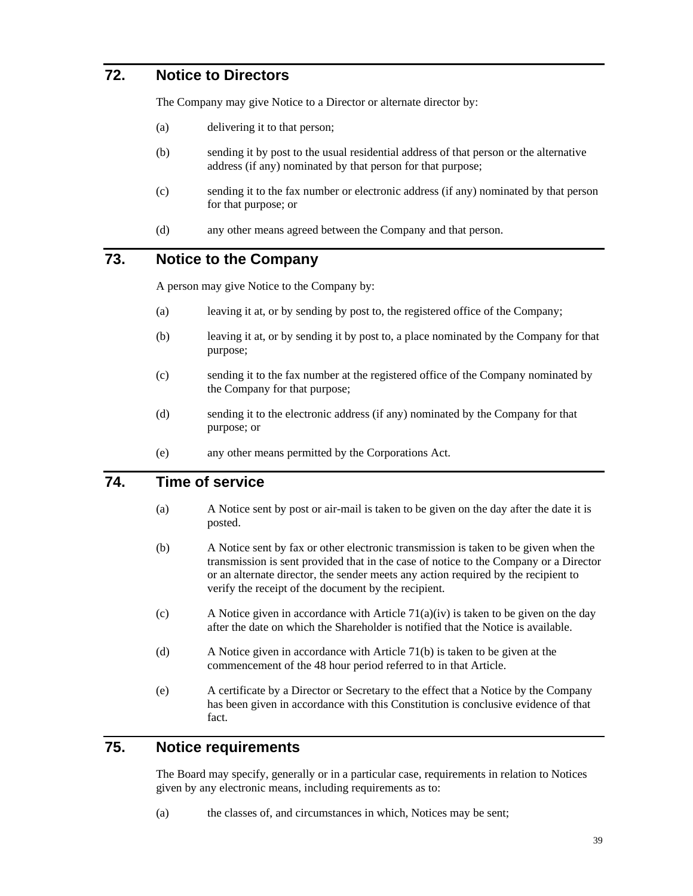## 72. Notice to Directors

The Company may give Notice to a Director or alternate director by:

(a) delivering it to that person;

(b) sending it by post to the usual residential address of that person or the alternative address (if any) nominated by that person for that purpose;

(c) sending it to the fax number or electronic address (if any) nominated by that person for that purpose; or

(d) any other means agreed between the Company and that person.

## 73. Notice to the Company

A person may give Notice to the Company by:

(a) leaving it at, or by sending by post to, the registered office of the Company;

(b) leaving it at, or by sending it by post to, a place nominated by the Company for that purpose;

(c) sending it to the fax number at the registered office of the Company nominated by the Company for that purpose;

(d) sending it to the electronic address (if any) nominated by the Company for that purpose; or

(e) any other means permitted by the Corporations Act.

## 74. Time of service

(a) A Notice sent by post or air-mail is taken to be given on the day after the date it is posted.

(b) A Notice sent by fax or other electronic transmission is taken to be given when the transmission is sent provided that in the case of notice to the Company or a Director or an alternate director, the sender meets any action required by the recipient to verify the receipt of the document by the recipient.

(c) A Notice given in accordance with Article 71(a)(iv) is taken to be given on the day after the date on which the Shareholder is notified that the Notice is available.

(d) A Notice given in accordance with Article 71(b) is taken to be given at the commencement of the 48 hour period referred to in that Article.

(e) A certificate by a Director or Secretary to the effect that a Notice by the Company has been given in accordance with this Constitution is conclusive evidence of that fact.

## 75. Notice requirements

The Board may specify, generally or in a particular case, requirements in relation to Notices given by any electronic means, including requirements as to:

(a) the classes of, and circumstances in which, Notices may be sent;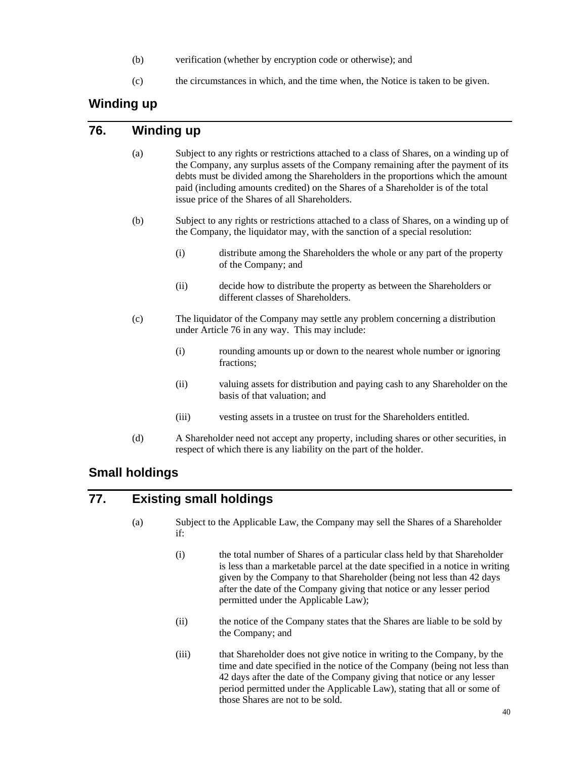(b) verification (whether by encryption code or otherwise); and

(c) the circumstances in which, and the time when, the Notice is taken to be given.

## Winding up

## 76. Winding up

(a) Subject to any rights or restrictions attached to a class of Shares, on a winding up of the Company, any surplus assets of the Company remaining after the payment of its debts must be divided among the Shareholders in the proportions which the amount paid (including amounts credited) on the Shares of a Shareholder is of the total issue price of the Shares of all Shareholders.

(b) Subject to any rights or restrictions attached to a class of Shares, on a winding up of the Company, the liquidator may, with the sanction of a special resolution:

(i) distribute among the Shareholders the whole or any part of the property of the Company; and

(ii) decide how to distribute the property as between the Shareholders or different classes of Shareholders.

(c) The liquidator of the Company may settle any problem concerning a distribution under Article 76 in any way. This may include:

(i) rounding amounts up or down to the nearest whole number or ignoring fractions;

(ii) valuing assets for distribution and paying cash to any Shareholder on the basis of that valuation; and

(iii) vesting assets in a trustee on trust for the Shareholders entitled.

(d) A Shareholder need not accept any property, including shares or other securities, in respect of which there is any liability on the part of the holder.

## Small holdings

## 77. Existing small holdings

(a) Subject to the Applicable Law, the Company may sell the Shares of a Shareholder if:

(i) the total number of Shares of a particular class held by that Shareholder is less than a marketable parcel at the date specified in a notice in writing given by the Company to that Shareholder (being not less than 42 days after the date of the Company giving that notice or any lesser period permitted under the Applicable Law);

(ii) the notice of the Company states that the Shares are liable to be sold by the Company; and

(iii) that Shareholder does not give notice in writing to the Company, by the time and date specified in the notice of the Company (being not less than 42 days after the date of the Company giving that notice or any lesser period permitted under the Applicable Law), stating that all or some of those Shares are not to be sold.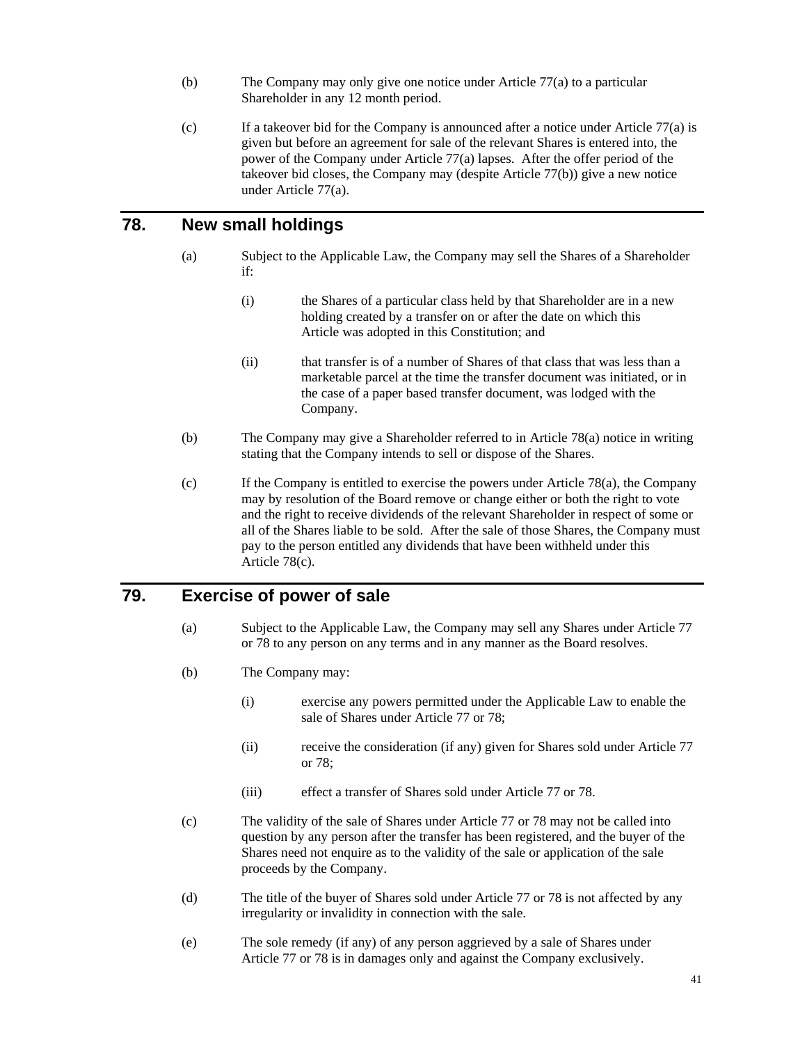(b) The Company may only give one notice under Article 77(a) to a particular Shareholder in any 12 month period.

(c) If a takeover bid for the Company is announced after a notice under Article 77(a) is given but before an agreement for sale of the relevant Shares is entered into, the power of the Company under Article 77(a) lapses. After the offer period of the takeover bid closes, the Company may (despite Article 77(b)) give a new notice under Article 77(a).

## 78. New small holdings

(a) Subject to the Applicable Law, the Company may sell the Shares of a Shareholder if:

  (i) the Shares of a particular class held by that Shareholder are in a new holding created by a transfer on or after the date on which this Article was adopted in this Constitution; and

  (ii) that transfer is of a number of Shares of that class that was less than a marketable parcel at the time the transfer document was initiated, or in the case of a paper based transfer document, was lodged with the Company.

(b) The Company may give a Shareholder referred to in Article 78(a) notice in writing stating that the Company intends to sell or dispose of the Shares.

(c) If the Company is entitled to exercise the powers under Article 78(a), the Company may by resolution of the Board remove or change either or both the right to vote and the right to receive dividends of the relevant Shareholder in respect of some or all of the Shares liable to be sold. After the sale of those Shares, the Company must pay to the person entitled any dividends that have been withheld under this Article 78(c).

## 79. Exercise of power of sale

(a) Subject to the Applicable Law, the Company may sell any Shares under Article 77 or 78 to any person on any terms and in any manner as the Board resolves.

(b) The Company may:

  (i) exercise any powers permitted under the Applicable Law to enable the sale of Shares under Article 77 or 78;

  (ii) receive the consideration (if any) given for Shares sold under Article 77 or 78;

  (iii) effect a transfer of Shares sold under Article 77 or 78.

(c) The validity of the sale of Shares under Article 77 or 78 may not be called into question by any person after the transfer has been registered, and the buyer of the Shares need not enquire as to the validity of the sale or application of the sale proceeds by the Company.

(d) The title of the buyer of Shares sold under Article 77 or 78 is not affected by any irregularity or invalidity in connection with the sale.

(e) The sole remedy (if any) of any person aggrieved by a sale of Shares under Article 77 or 78 is in damages only and against the Company exclusively.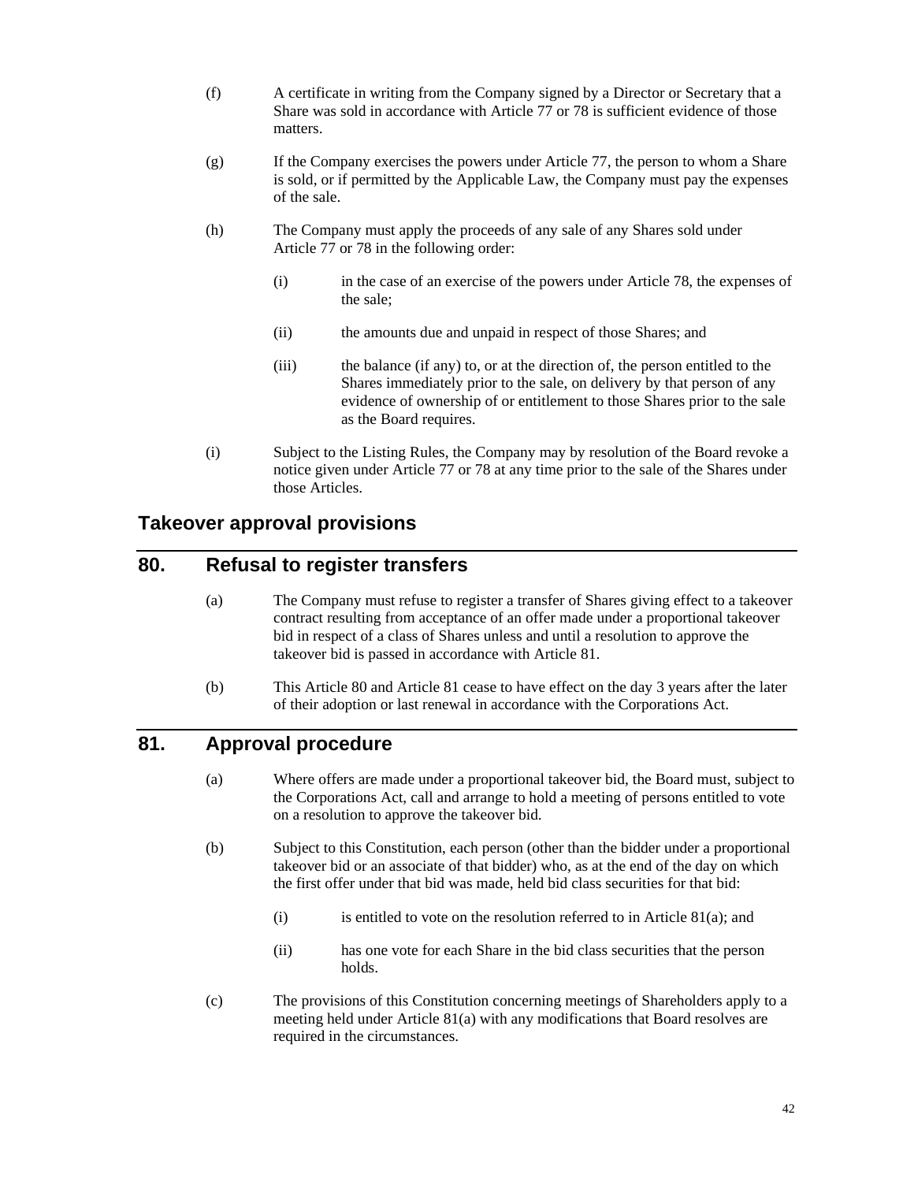(f) A certificate in writing from the Company signed by a Director or Secretary that a Share was sold in accordance with Article 77 or 78 is sufficient evidence of those matters.

(g) If the Company exercises the powers under Article 77, the person to whom a Share is sold, or if permitted by the Applicable Law, the Company must pay the expenses of the sale.

(h) The Company must apply the proceeds of any sale of any Shares sold under Article 77 or 78 in the following order:

- (i) in the case of an exercise of the powers under Article 78, the expenses of the sale;
- (ii) the amounts due and unpaid in respect of those Shares; and
- (iii) the balance (if any) to, or at the direction of, the person entitled to the Shares immediately prior to the sale, on delivery by that person of any evidence of ownership of or entitlement to those Shares prior to the sale as the Board requires.

(i) Subject to the Listing Rules, the Company may by resolution of the Board revoke a notice given under Article 77 or 78 at any time prior to the sale of the Shares under those Articles.

## Takeover approval provisions

## 80. Refusal to register transfers

(a) The Company must refuse to register a transfer of Shares giving effect to a takeover contract resulting from acceptance of an offer made under a proportional takeover bid in respect of a class of Shares unless and until a resolution to approve the takeover bid is passed in accordance with Article 81.

(b) This Article 80 and Article 81 cease to have effect on the day 3 years after the later of their adoption or last renewal in accordance with the Corporations Act.

## 81. Approval procedure

(a) Where offers are made under a proportional takeover bid, the Board must, subject to the Corporations Act, call and arrange to hold a meeting of persons entitled to vote on a resolution to approve the takeover bid.

(b) Subject to this Constitution, each person (other than the bidder under a proportional takeover bid or an associate of that bidder) who, as at the end of the day on which the first offer under that bid was made, held bid class securities for that bid:

- (i) is entitled to vote on the resolution referred to in Article 81(a); and
- (ii) has one vote for each Share in the bid class securities that the person holds.

(c) The provisions of this Constitution concerning meetings of Shareholders apply to a meeting held under Article 81(a) with any modifications that Board resolves are required in the circumstances.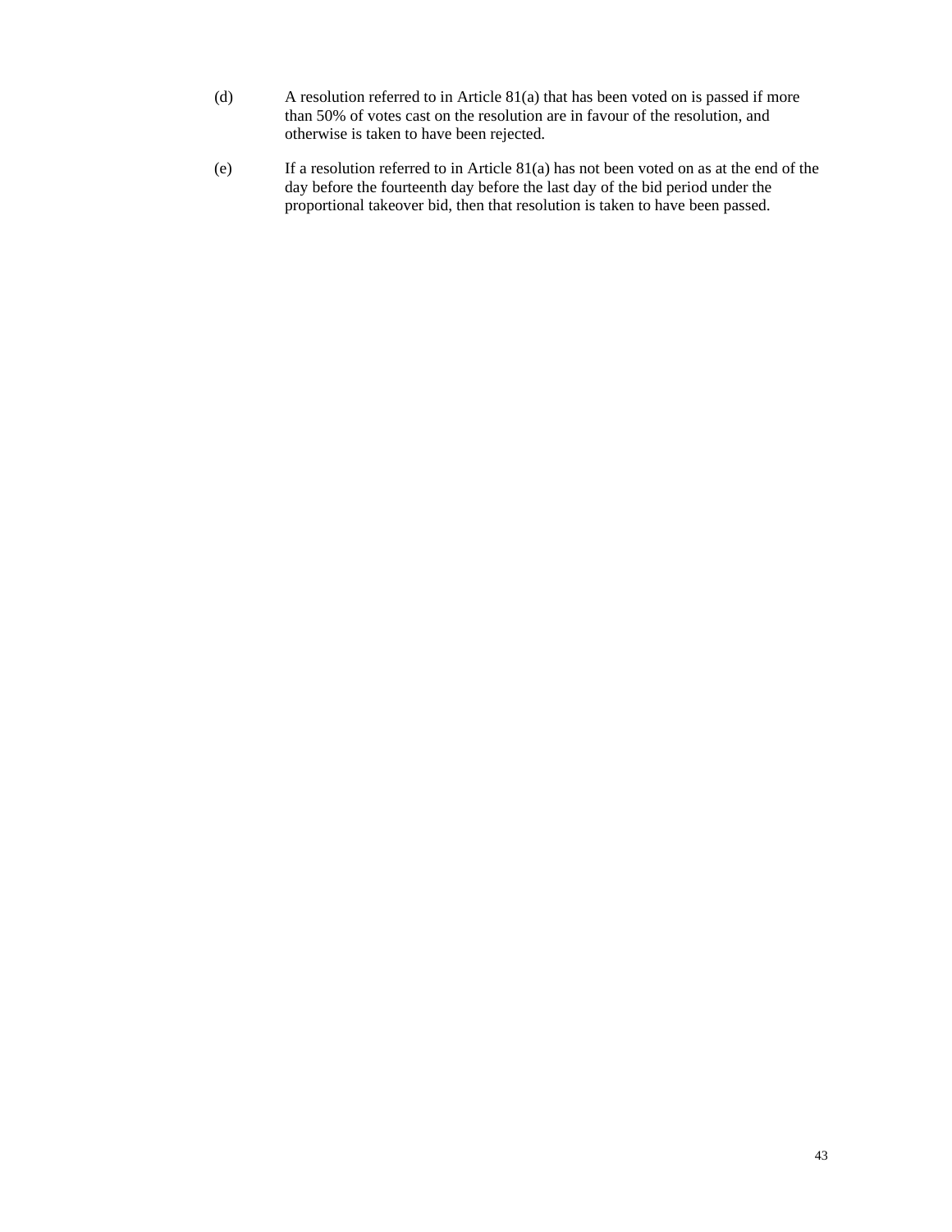(d) A resolution referred to in Article 81(a) that has been voted on is passed if more than 50% of votes cast on the resolution are in favour of the resolution, and otherwise is taken to have been rejected.

(e) If a resolution referred to in Article 81(a) has not been voted on as at the end of the day before the fourteenth day before the last day of the bid period under the proportional takeover bid, then that resolution is taken to have been passed.